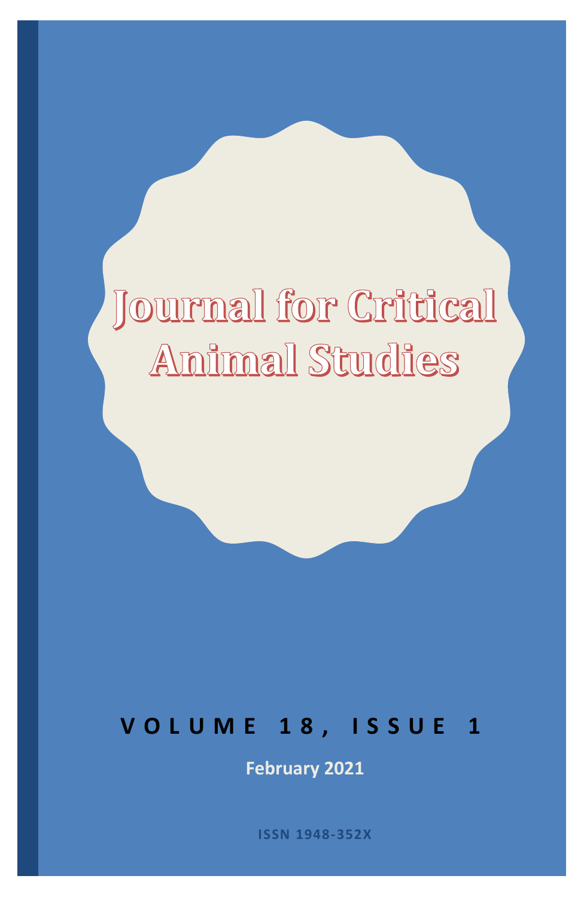# Journal for Critical Animal Studies

**VOLUME 18, ISSUE 1**

**February 2021**

**ISSN 1948-352X**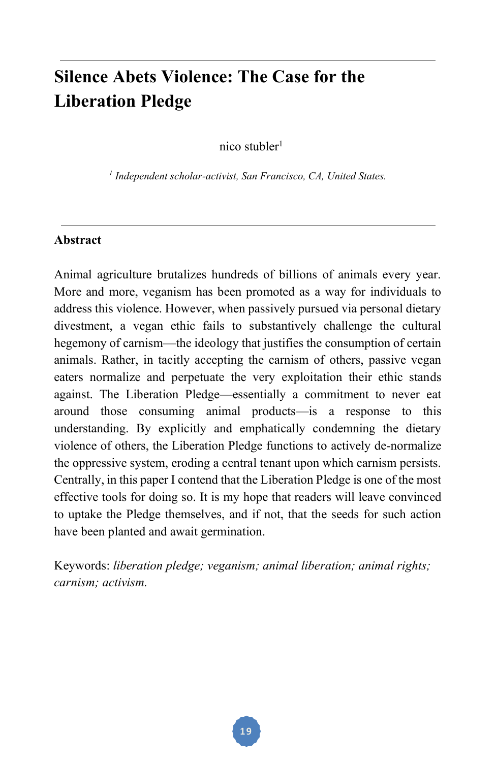# Silence Abets Violence: The Case for the Liberation Pledge

nico stubler[1]

[1] *Independent scholar-activist, San Francisco, CA, United States.*

## Abstract

Animal agriculture brutalizes hundreds of billions of animals every year. More and more, veganism has been promoted as a way for individuals to address this violence. However, when passively pursued via personal dietary divestment, a vegan ethic fails to substantively challenge the cultural hegemony of carnism—the ideology that justifies the consumption of certain animals. Rather, in tacitly accepting the carnism of others, passive vegan eaters normalize and perpetuate the very exploitation their ethic stands against. The Liberation Pledge—essentially a commitment to never eat around those consuming animal products—is a response to this understanding. By explicitly and emphatically condemning the dietary violence of others, the Liberation Pledge functions to actively de-normalize the oppressive system, eroding a central tenant upon which carnism persists. Centrally, in this paper I contend that the Liberation Pledge is one of the most effective tools for doing so. It is my hope that readers will leave convinced to uptake the Pledge themselves, and if not, that the seeds for such action have been planted and await germination.

Keywords: *liberation pledge; veganism; animal liberation; animal rights; carnism; activism.*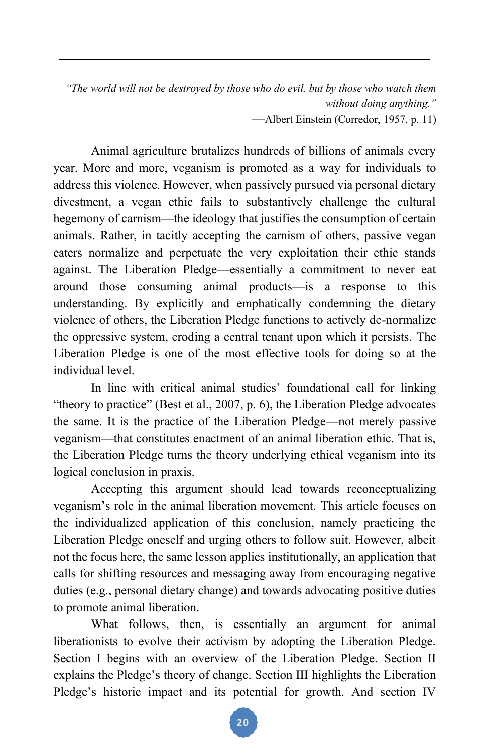*"The world will not be destroyed by those who do evil, but by those who watch them without doing anything."*
—Albert Einstein (Corredor, 1957, p. 11)

Animal agriculture brutalizes hundreds of billions of animals every year. More and more, veganism is promoted as a way for individuals to address this violence. However, when passively pursued via personal dietary divestment, a vegan ethic fails to substantively challenge the cultural hegemony of carnism—the ideology that justifies the consumption of certain animals. Rather, in tacitly accepting the carnism of others, passive vegan eaters normalize and perpetuate the very exploitation their ethic stands against. The Liberation Pledge—essentially a commitment to never eat around those consuming animal products—is a response to this understanding. By explicitly and emphatically condemning the dietary violence of others, the Liberation Pledge functions to actively de-normalize the oppressive system, eroding a central tenant upon which it persists. The Liberation Pledge is one of the most effective tools for doing so at the individual level.

In line with critical animal studies' foundational call for linking "theory to practice" (Best et al., 2007, p. 6), the Liberation Pledge advocates the same. It is the practice of the Liberation Pledge—not merely passive veganism—that constitutes enactment of an animal liberation ethic. That is, the Liberation Pledge turns the theory underlying ethical veganism into its logical conclusion in praxis.

Accepting this argument should lead towards reconceptualizing veganism's role in the animal liberation movement. This article focuses on the individualized application of this conclusion, namely practicing the Liberation Pledge oneself and urging others to follow suit. However, albeit not the focus here, the same lesson applies institutionally, an application that calls for shifting resources and messaging away from encouraging negative duties (e.g., personal dietary change) and towards advocating positive duties to promote animal liberation.

What follows, then, is essentially an argument for animal liberationists to evolve their activism by adopting the Liberation Pledge. Section I begins with an overview of the Liberation Pledge. Section II explains the Pledge's theory of change. Section III highlights the Liberation Pledge's historic impact and its potential for growth. And section IV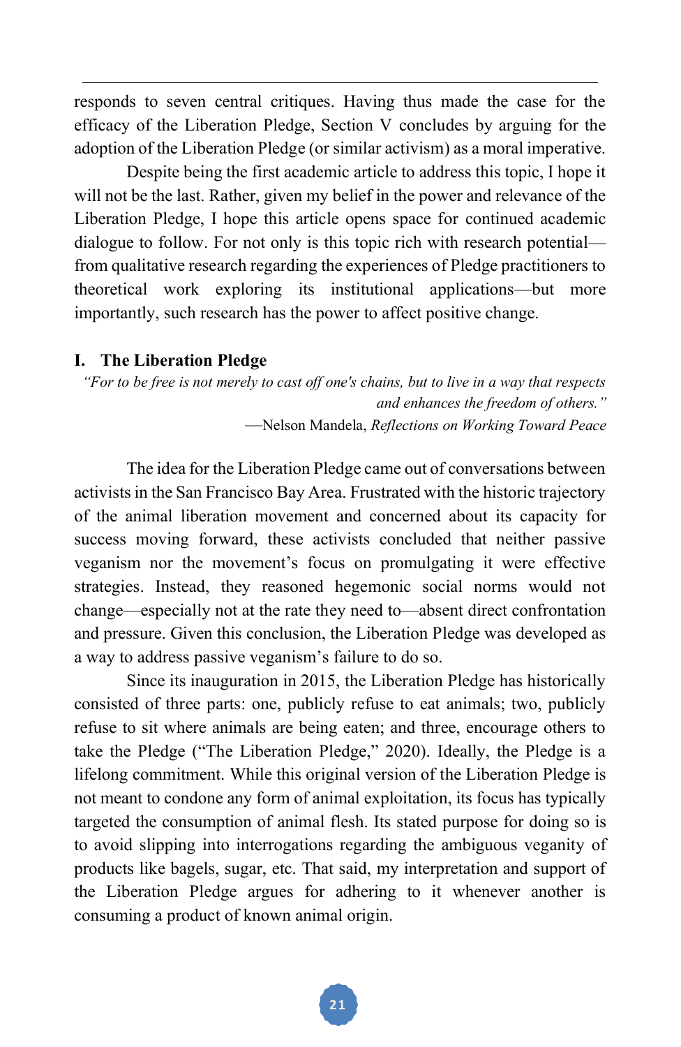responds to seven central critiques. Having thus made the case for the efficacy of the Liberation Pledge, Section V concludes by arguing for the adoption of the Liberation Pledge (or similar activism) as a moral imperative.

Despite being the first academic article to address this topic, I hope it will not be the last. Rather, given my belief in the power and relevance of the Liberation Pledge, I hope this article opens space for continued academic dialogue to follow. For not only is this topic rich with research potential—from qualitative research regarding the experiences of Pledge practitioners to theoretical work exploring its institutional applications—but more importantly, such research has the power to affect positive change.

## I. The Liberation Pledge

> *"For to be free is not merely to cast off one's chains, but to live in a way that respects and enhances the freedom of others."*
>
> —Nelson Mandela, *Reflections on Working Toward Peace*

The idea for the Liberation Pledge came out of conversations between activists in the San Francisco Bay Area. Frustrated with the historic trajectory of the animal liberation movement and concerned about its capacity for success moving forward, these activists concluded that neither passive veganism nor the movement's focus on promulgating it were effective strategies. Instead, they reasoned hegemonic social norms would not change—especially not at the rate they need to—absent direct confrontation and pressure. Given this conclusion, the Liberation Pledge was developed as a way to address passive veganism's failure to do so.

Since its inauguration in 2015, the Liberation Pledge has historically consisted of three parts: one, publicly refuse to eat animals; two, publicly refuse to sit where animals are being eaten; and three, encourage others to take the Pledge ("The Liberation Pledge," 2020). Ideally, the Pledge is a lifelong commitment. While this original version of the Liberation Pledge is not meant to condone any form of animal exploitation, its focus has typically targeted the consumption of animal flesh. Its stated purpose for doing so is to avoid slipping into interrogations regarding the ambiguous veganity of products like bagels, sugar, etc. That said, my interpretation and support of the Liberation Pledge argues for adhering to it whenever another is consuming a product of known animal origin.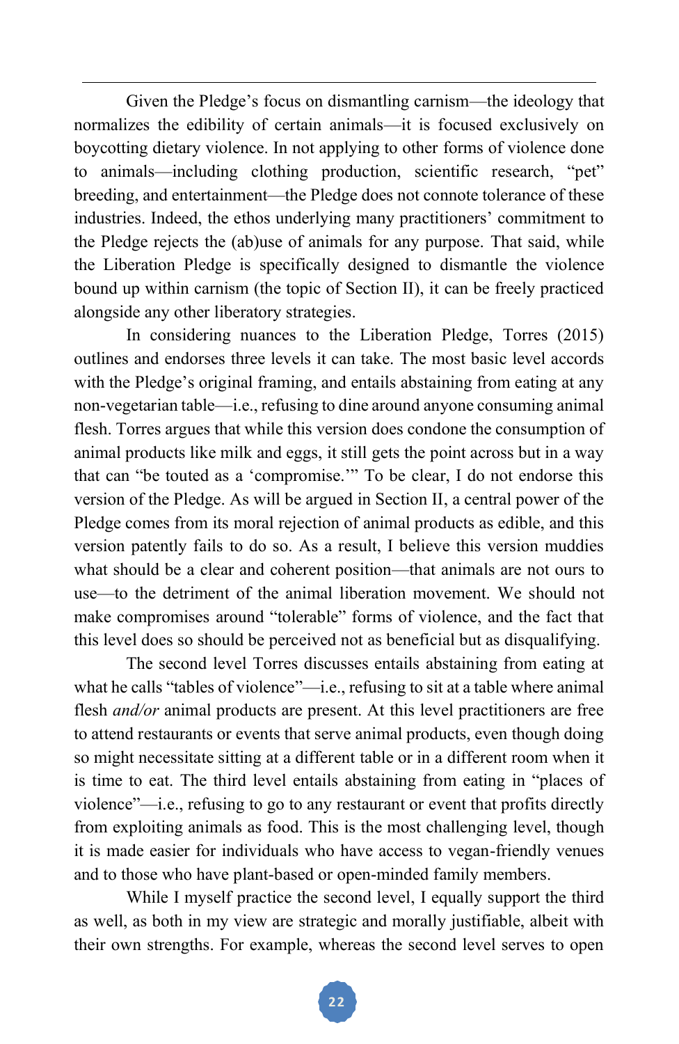Given the Pledge's focus on dismantling carnism—the ideology that normalizes the edibility of certain animals—it is focused exclusively on boycotting dietary violence. In not applying to other forms of violence done to animals—including clothing production, scientific research, "pet" breeding, and entertainment—the Pledge does not connote tolerance of these industries. Indeed, the ethos underlying many practitioners' commitment to the Pledge rejects the (ab)use of animals for any purpose. That said, while the Liberation Pledge is specifically designed to dismantle the violence bound up within carnism (the topic of Section II), it can be freely practiced alongside any other liberatory strategies.

In considering nuances to the Liberation Pledge, Torres (2015) outlines and endorses three levels it can take. The most basic level accords with the Pledge's original framing, and entails abstaining from eating at any non-vegetarian table—i.e., refusing to dine around anyone consuming animal flesh. Torres argues that while this version does condone the consumption of animal products like milk and eggs, it still gets the point across but in a way that can "be touted as a 'compromise.'" To be clear, I do not endorse this version of the Pledge. As will be argued in Section II, a central power of the Pledge comes from its moral rejection of animal products as edible, and this version patently fails to do so. As a result, I believe this version muddies what should be a clear and coherent position—that animals are not ours to use—to the detriment of the animal liberation movement. We should not make compromises around "tolerable" forms of violence, and the fact that this level does so should be perceived not as beneficial but as disqualifying.

The second level Torres discusses entails abstaining from eating at what he calls "tables of violence"—i.e., refusing to sit at a table where animal flesh *and/or* animal products are present. At this level practitioners are free to attend restaurants or events that serve animal products, even though doing so might necessitate sitting at a different table or in a different room when it is time to eat. The third level entails abstaining from eating in "places of violence"—i.e., refusing to go to any restaurant or event that profits directly from exploiting animals as food. This is the most challenging level, though it is made easier for individuals who have access to vegan-friendly venues and to those who have plant-based or open-minded family members.

While I myself practice the second level, I equally support the third as well, as both in my view are strategic and morally justifiable, albeit with their own strengths. For example, whereas the second level serves to open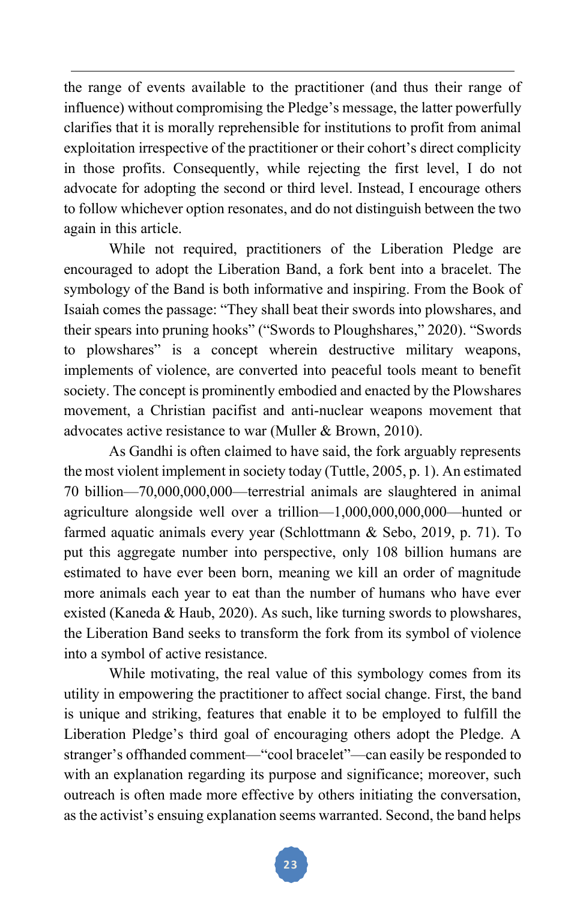the range of events available to the practitioner (and thus their range of influence) without compromising the Pledge's message, the latter powerfully clarifies that it is morally reprehensible for institutions to profit from animal exploitation irrespective of the practitioner or their cohort's direct complicity in those profits. Consequently, while rejecting the first level, I do not advocate for adopting the second or third level. Instead, I encourage others to follow whichever option resonates, and do not distinguish between the two again in this article.

While not required, practitioners of the Liberation Pledge are encouraged to adopt the Liberation Band, a fork bent into a bracelet. The symbology of the Band is both informative and inspiring. From the Book of Isaiah comes the passage: "They shall beat their swords into plowshares, and their spears into pruning hooks" ("Swords to Ploughshares," 2020). "Swords to plowshares" is a concept wherein destructive military weapons, implements of violence, are converted into peaceful tools meant to benefit society. The concept is prominently embodied and enacted by the Plowshares movement, a Christian pacifist and anti-nuclear weapons movement that advocates active resistance to war (Muller & Brown, 2010).

As Gandhi is often claimed to have said, the fork arguably represents the most violent implement in society today (Tuttle, 2005, p. 1). An estimated 70 billion—70,000,000,000—terrestrial animals are slaughtered in animal agriculture alongside well over a trillion—1,000,000,000,000—hunted or farmed aquatic animals every year (Schlottmann & Sebo, 2019, p. 71). To put this aggregate number into perspective, only 108 billion humans are estimated to have ever been born, meaning we kill an order of magnitude more animals each year to eat than the number of humans who have ever existed (Kaneda & Haub, 2020). As such, like turning swords to plowshares, the Liberation Band seeks to transform the fork from its symbol of violence into a symbol of active resistance.

While motivating, the real value of this symbology comes from its utility in empowering the practitioner to affect social change. First, the band is unique and striking, features that enable it to be employed to fulfill the Liberation Pledge's third goal of encouraging others adopt the Pledge. A stranger's offhanded comment—"cool bracelet"—can easily be responded to with an explanation regarding its purpose and significance; moreover, such outreach is often made more effective by others initiating the conversation, as the activist's ensuing explanation seems warranted. Second, the band helps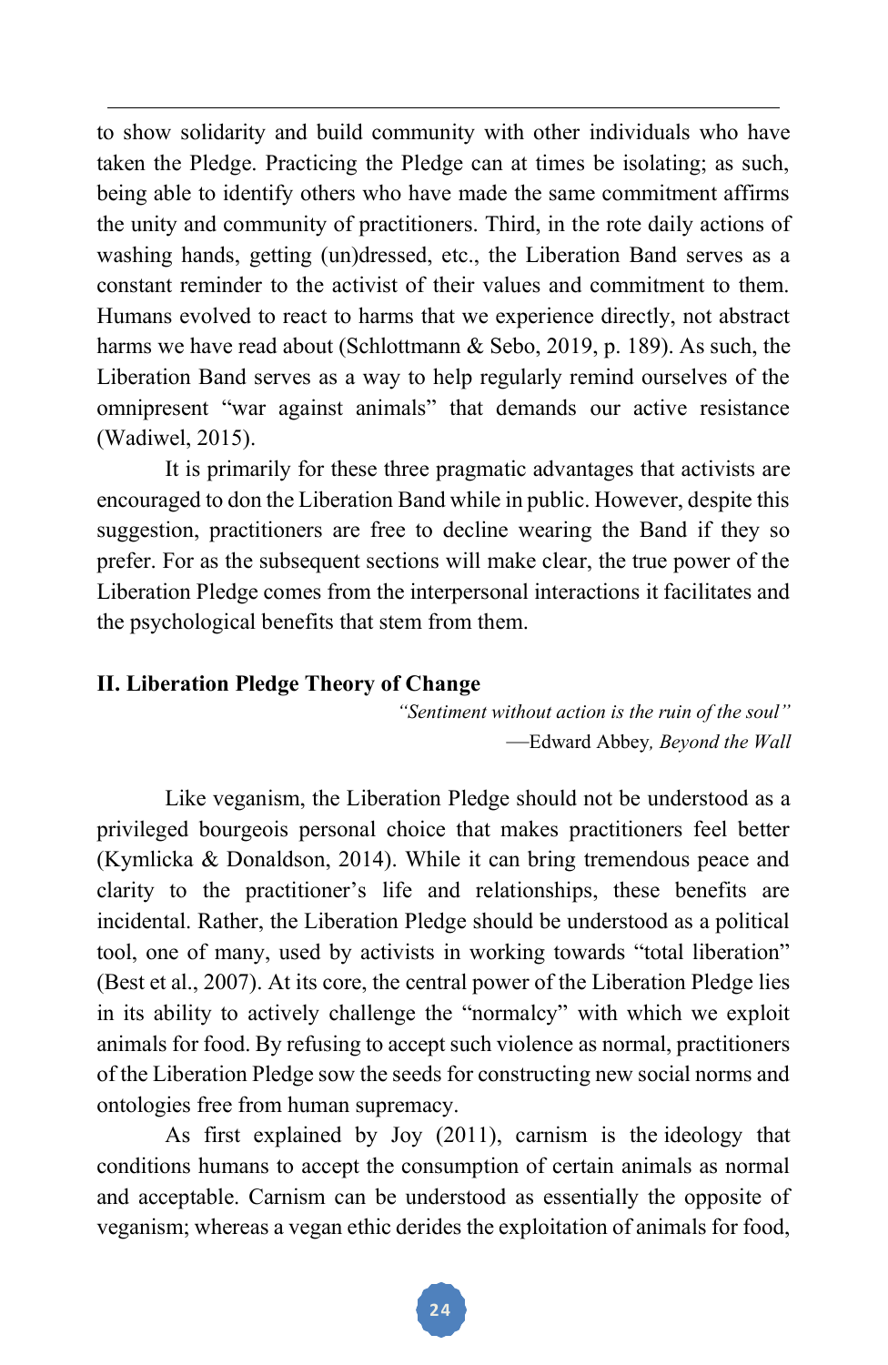to show solidarity and build community with other individuals who have taken the Pledge. Practicing the Pledge can at times be isolating; as such, being able to identify others who have made the same commitment affirms the unity and community of practitioners. Third, in the rote daily actions of washing hands, getting (un)dressed, etc., the Liberation Band serves as a constant reminder to the activist of their values and commitment to them. Humans evolved to react to harms that we experience directly, not abstract harms we have read about (Schlottmann & Sebo, 2019, p. 189). As such, the Liberation Band serves as a way to help regularly remind ourselves of the omnipresent "war against animals" that demands our active resistance (Wadiwel, 2015).

It is primarily for these three pragmatic advantages that activists are encouraged to don the Liberation Band while in public. However, despite this suggestion, practitioners are free to decline wearing the Band if they so prefer. For as the subsequent sections will make clear, the true power of the Liberation Pledge comes from the interpersonal interactions it facilitates and the psychological benefits that stem from them.

## II. Liberation Pledge Theory of Change

*"Sentiment without action is the ruin of the soul"*

—Edward Abbey, *Beyond the Wall*

Like veganism, the Liberation Pledge should not be understood as a privileged bourgeois personal choice that makes practitioners feel better (Kymlicka & Donaldson, 2014). While it can bring tremendous peace and clarity to the practitioner's life and relationships, these benefits are incidental. Rather, the Liberation Pledge should be understood as a political tool, one of many, used by activists in working towards "total liberation" (Best et al., 2007). At its core, the central power of the Liberation Pledge lies in its ability to actively challenge the "normalcy" with which we exploit animals for food. By refusing to accept such violence as normal, practitioners of the Liberation Pledge sow the seeds for constructing new social norms and ontologies free from human supremacy.

As first explained by Joy (2011), carnism is the ideology that conditions humans to accept the consumption of certain animals as normal and acceptable. Carnism can be understood as essentially the opposite of veganism; whereas a vegan ethic derides the exploitation of animals for food,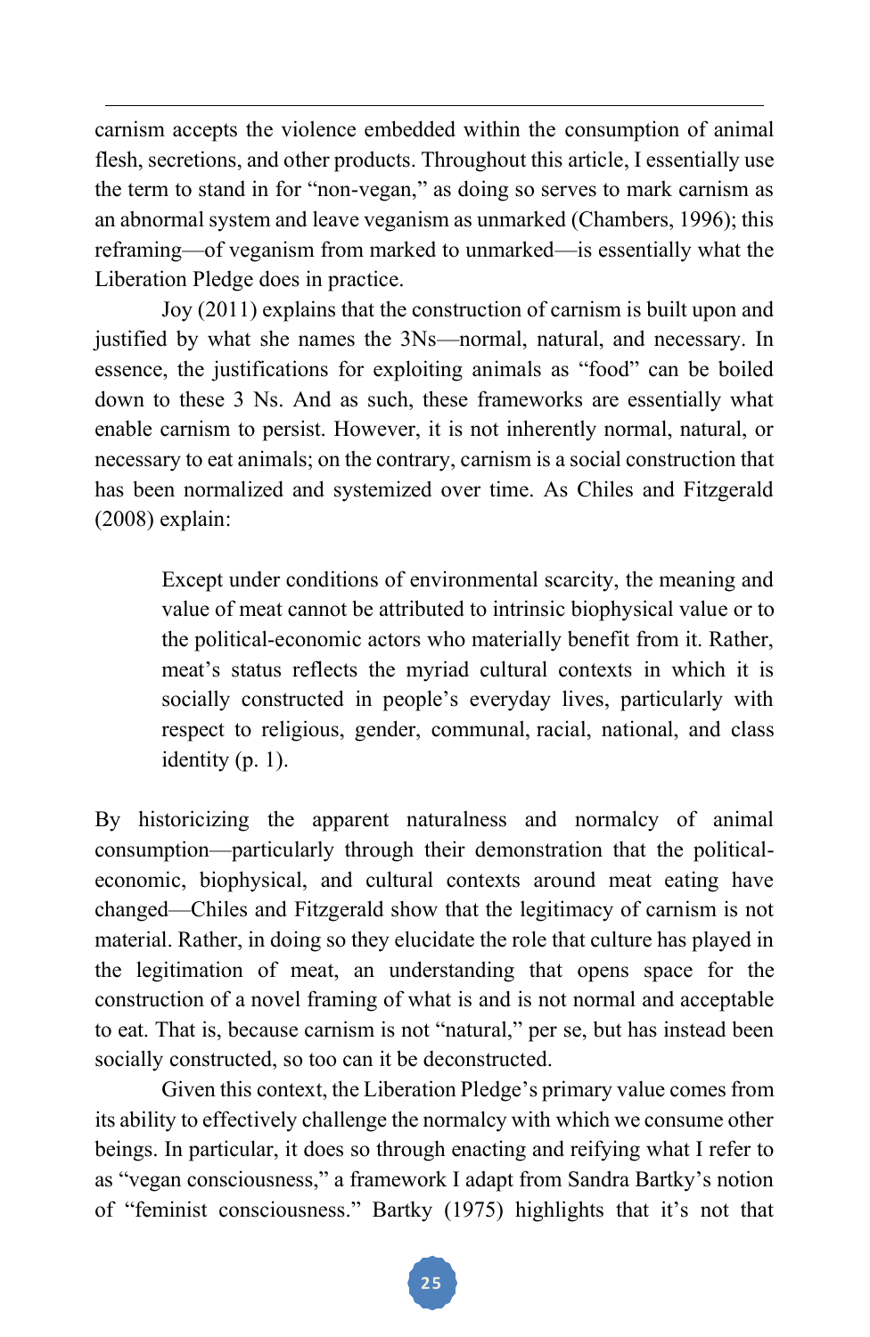carnism accepts the violence embedded within the consumption of animal flesh, secretions, and other products. Throughout this article, I essentially use the term to stand in for "non-vegan," as doing so serves to mark carnism as an abnormal system and leave veganism as unmarked (Chambers, 1996); this reframing—of veganism from marked to unmarked—is essentially what the Liberation Pledge does in practice.

Joy (2011) explains that the construction of carnism is built upon and justified by what she names the 3Ns—normal, natural, and necessary. In essence, the justifications for exploiting animals as "food" can be boiled down to these 3 Ns. And as such, these frameworks are essentially what enable carnism to persist. However, it is not inherently normal, natural, or necessary to eat animals; on the contrary, carnism is a social construction that has been normalized and systemized over time. As Chiles and Fitzgerald (2008) explain:

> Except under conditions of environmental scarcity, the meaning and value of meat cannot be attributed to intrinsic biophysical value or to the political-economic actors who materially benefit from it. Rather, meat's status reflects the myriad cultural contexts in which it is socially constructed in people's everyday lives, particularly with respect to religious, gender, communal, racial, national, and class identity (p. 1).

By historicizing the apparent naturalness and normalcy of animal consumption—particularly through their demonstration that the political-economic, biophysical, and cultural contexts around meat eating have changed—Chiles and Fitzgerald show that the legitimacy of carnism is not material. Rather, in doing so they elucidate the role that culture has played in the legitimation of meat, an understanding that opens space for the construction of a novel framing of what is and is not normal and acceptable to eat. That is, because carnism is not "natural," per se, but has instead been socially constructed, so too can it be deconstructed.

Given this context, the Liberation Pledge's primary value comes from its ability to effectively challenge the normalcy with which we consume other beings. In particular, it does so through enacting and reifying what I refer to as "vegan consciousness," a framework I adapt from Sandra Bartky's notion of "feminist consciousness." Bartky (1975) highlights that it's not that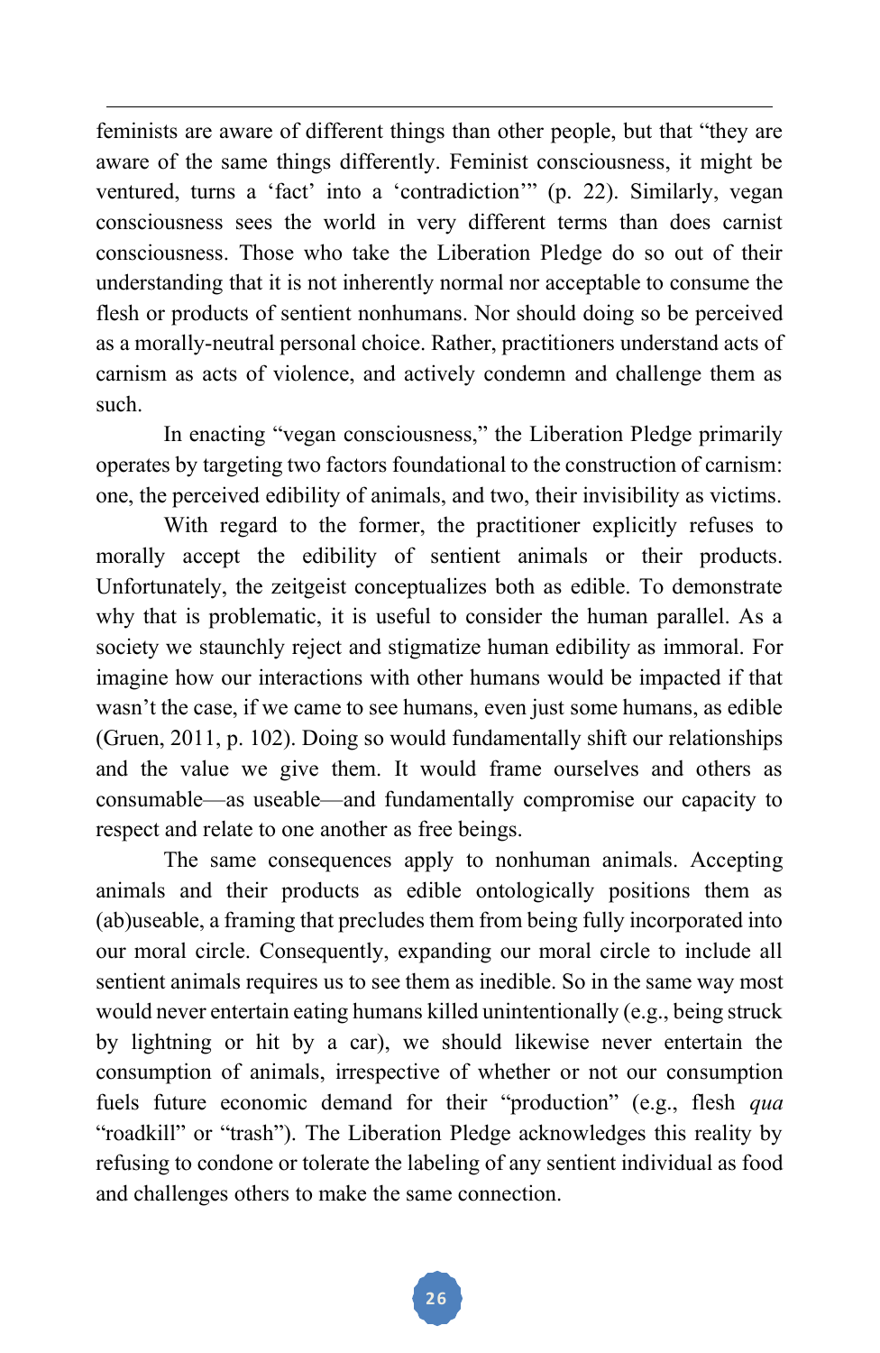feminists are aware of different things than other people, but that "they are aware of the same things differently. Feminist consciousness, it might be ventured, turns a 'fact' into a 'contradiction'" (p. 22). Similarly, vegan consciousness sees the world in very different terms than does carnist consciousness. Those who take the Liberation Pledge do so out of their understanding that it is not inherently normal nor acceptable to consume the flesh or products of sentient nonhumans. Nor should doing so be perceived as a morally-neutral personal choice. Rather, practitioners understand acts of carnism as acts of violence, and actively condemn and challenge them as such.

In enacting "vegan consciousness," the Liberation Pledge primarily operates by targeting two factors foundational to the construction of carnism: one, the perceived edibility of animals, and two, their invisibility as victims.

With regard to the former, the practitioner explicitly refuses to morally accept the edibility of sentient animals or their products. Unfortunately, the zeitgeist conceptualizes both as edible. To demonstrate why that is problematic, it is useful to consider the human parallel. As a society we staunchly reject and stigmatize human edibility as immoral. For imagine how our interactions with other humans would be impacted if that wasn't the case, if we came to see humans, even just some humans, as edible (Gruen, 2011, p. 102). Doing so would fundamentally shift our relationships and the value we give them. It would frame ourselves and others as consumable—as useable—and fundamentally compromise our capacity to respect and relate to one another as free beings.

The same consequences apply to nonhuman animals. Accepting animals and their products as edible ontologically positions them as (ab)useable, a framing that precludes them from being fully incorporated into our moral circle. Consequently, expanding our moral circle to include all sentient animals requires us to see them as inedible. So in the same way most would never entertain eating humans killed unintentionally (e.g., being struck by lightning or hit by a car), we should likewise never entertain the consumption of animals, irrespective of whether or not our consumption fuels future economic demand for their "production" (e.g., flesh *qua* "roadkill" or "trash"). The Liberation Pledge acknowledges this reality by refusing to condone or tolerate the labeling of any sentient individual as food and challenges others to make the same connection.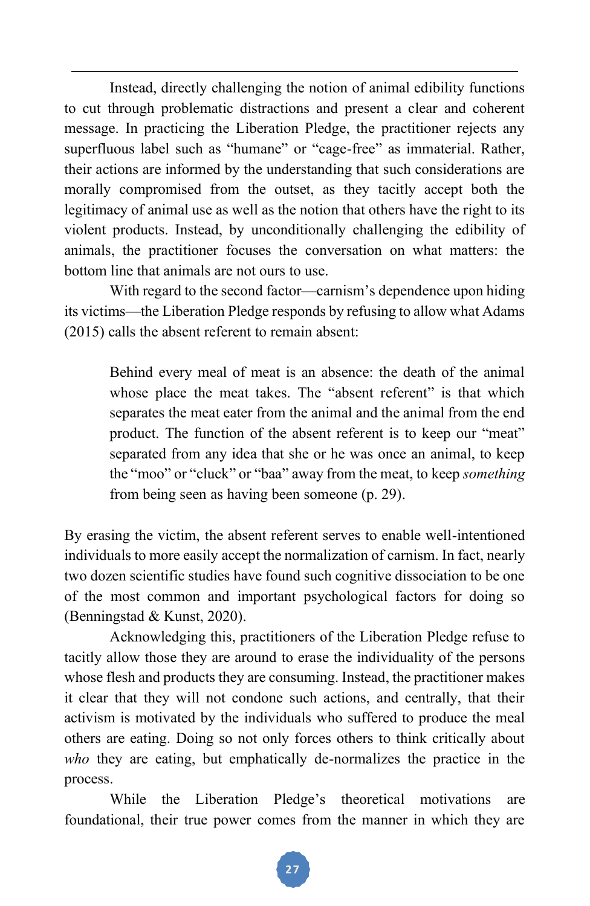Instead, directly challenging the notion of animal edibility functions to cut through problematic distractions and present a clear and coherent message. In practicing the Liberation Pledge, the practitioner rejects any superfluous label such as "humane" or "cage-free" as immaterial. Rather, their actions are informed by the understanding that such considerations are morally compromised from the outset, as they tacitly accept both the legitimacy of animal use as well as the notion that others have the right to its violent products. Instead, by unconditionally challenging the edibility of animals, the practitioner focuses the conversation on what matters: the bottom line that animals are not ours to use.

With regard to the second factor—carnism's dependence upon hiding its victims—the Liberation Pledge responds by refusing to allow what Adams (2015) calls the absent referent to remain absent:

> Behind every meal of meat is an absence: the death of the animal whose place the meat takes. The "absent referent" is that which separates the meat eater from the animal and the animal from the end product. The function of the absent referent is to keep our "meat" separated from any idea that she or he was once an animal, to keep the "moo" or "cluck" or "baa" away from the meat, to keep *something* from being seen as having been someone (p. 29).

By erasing the victim, the absent referent serves to enable well-intentioned individuals to more easily accept the normalization of carnism. In fact, nearly two dozen scientific studies have found such cognitive dissociation to be one of the most common and important psychological factors for doing so (Benningstad & Kunst, 2020).

Acknowledging this, practitioners of the Liberation Pledge refuse to tacitly allow those they are around to erase the individuality of the persons whose flesh and products they are consuming. Instead, the practitioner makes it clear that they will not condone such actions, and centrally, that their activism is motivated by the individuals who suffered to produce the meal others are eating. Doing so not only forces others to think critically about *who* they are eating, but emphatically de-normalizes the practice in the process.

While the Liberation Pledge's theoretical motivations are foundational, their true power comes from the manner in which they are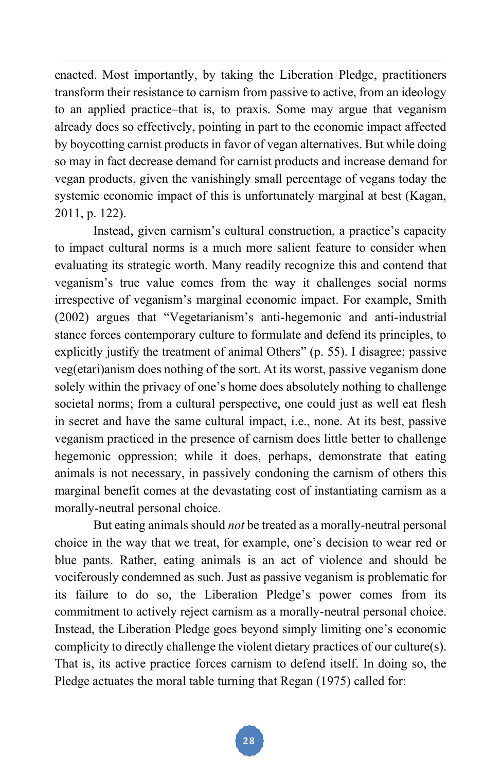enacted. Most importantly, by taking the Liberation Pledge, practitioners transform their resistance to carnism from passive to active, from an ideology to an applied practice–that is, to praxis. Some may argue that veganism already does so effectively, pointing in part to the economic impact affected by boycotting carnist products in favor of vegan alternatives. But while doing so may in fact decrease demand for carnist products and increase demand for vegan products, given the vanishingly small percentage of vegans today the systemic economic impact of this is unfortunately marginal at best (Kagan, 2011, p. 122).

Instead, given carnism's cultural construction, a practice's capacity to impact cultural norms is a much more salient feature to consider when evaluating its strategic worth. Many readily recognize this and contend that veganism's true value comes from the way it challenges social norms irrespective of veganism's marginal economic impact. For example, Smith (2002) argues that "Vegetarianism's anti-hegemonic and anti-industrial stance forces contemporary culture to formulate and defend its principles, to explicitly justify the treatment of animal Others" (p. 55). I disagree; passive veg(etari)anism does nothing of the sort. At its worst, passive veganism done solely within the privacy of one's home does absolutely nothing to challenge societal norms; from a cultural perspective, one could just as well eat flesh in secret and have the same cultural impact, i.e., none. At its best, passive veganism practiced in the presence of carnism does little better to challenge hegemonic oppression; while it does, perhaps, demonstrate that eating animals is not necessary, in passively condoning the carnism of others this marginal benefit comes at the devastating cost of instantiating carnism as a morally-neutral personal choice.

But eating animals should *not* be treated as a morally-neutral personal choice in the way that we treat, for example, one's decision to wear red or blue pants. Rather, eating animals is an act of violence and should be vociferously condemned as such. Just as passive veganism is problematic for its failure to do so, the Liberation Pledge's power comes from its commitment to actively reject carnism as a morally-neutral personal choice. Instead, the Liberation Pledge goes beyond simply limiting one's economic complicity to directly challenge the violent dietary practices of our culture(s). That is, its active practice forces carnism to defend itself. In doing so, the Pledge actuates the moral table turning that Regan (1975) called for: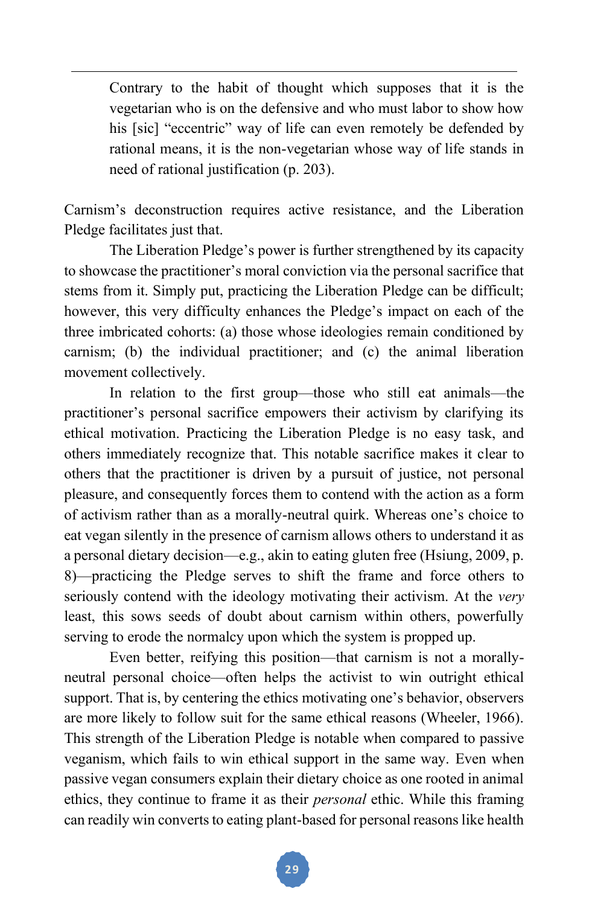> Contrary to the habit of thought which supposes that it is the vegetarian who is on the defensive and who must labor to show how his [sic] "eccentric" way of life can even remotely be defended by rational means, it is the non-vegetarian whose way of life stands in need of rational justification (p. 203).

Carnism's deconstruction requires active resistance, and the Liberation Pledge facilitates just that.

The Liberation Pledge's power is further strengthened by its capacity to showcase the practitioner's moral conviction via the personal sacrifice that stems from it. Simply put, practicing the Liberation Pledge can be difficult; however, this very difficulty enhances the Pledge's impact on each of the three imbricated cohorts: (a) those whose ideologies remain conditioned by carnism; (b) the individual practitioner; and (c) the animal liberation movement collectively.

In relation to the first group—those who still eat animals—the practitioner's personal sacrifice empowers their activism by clarifying its ethical motivation. Practicing the Liberation Pledge is no easy task, and others immediately recognize that. This notable sacrifice makes it clear to others that the practitioner is driven by a pursuit of justice, not personal pleasure, and consequently forces them to contend with the action as a form of activism rather than as a morally-neutral quirk. Whereas one's choice to eat vegan silently in the presence of carnism allows others to understand it as a personal dietary decision—e.g., akin to eating gluten free (Hsiung, 2009, p. 8)—practicing the Pledge serves to shift the frame and force others to seriously contend with the ideology motivating their activism. At the *very* least, this sows seeds of doubt about carnism within others, powerfully serving to erode the normalcy upon which the system is propped up.

Even better, reifying this position—that carnism is not a morally-neutral personal choice—often helps the activist to win outright ethical support. That is, by centering the ethics motivating one's behavior, observers are more likely to follow suit for the same ethical reasons (Wheeler, 1966). This strength of the Liberation Pledge is notable when compared to passive veganism, which fails to win ethical support in the same way. Even when passive vegan consumers explain their dietary choice as one rooted in animal ethics, they continue to frame it as their *personal* ethic. While this framing can readily win converts to eating plant-based for personal reasons like health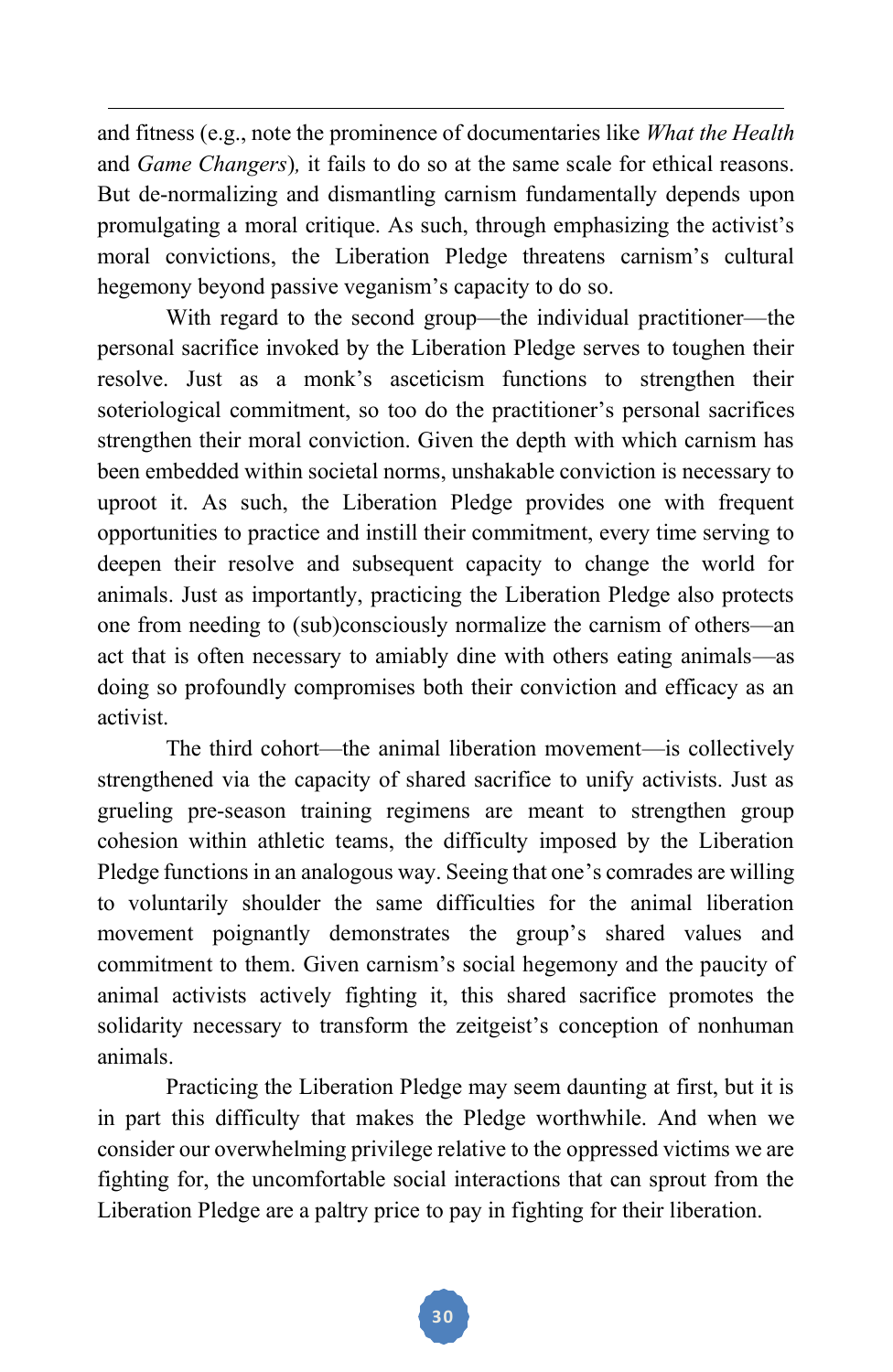and fitness (e.g., note the prominence of documentaries like *What the Health* and *Game Changers*), it fails to do so at the same scale for ethical reasons. But de-normalizing and dismantling carnism fundamentally depends upon promulgating a moral critique. As such, through emphasizing the activist's moral convictions, the Liberation Pledge threatens carnism's cultural hegemony beyond passive veganism's capacity to do so.

With regard to the second group—the individual practitioner—the personal sacrifice invoked by the Liberation Pledge serves to toughen their resolve. Just as a monk's asceticism functions to strengthen their soteriological commitment, so too do the practitioner's personal sacrifices strengthen their moral conviction. Given the depth with which carnism has been embedded within societal norms, unshakable conviction is necessary to uproot it. As such, the Liberation Pledge provides one with frequent opportunities to practice and instill their commitment, every time serving to deepen their resolve and subsequent capacity to change the world for animals. Just as importantly, practicing the Liberation Pledge also protects one from needing to (sub)consciously normalize the carnism of others—an act that is often necessary to amiably dine with others eating animals—as doing so profoundly compromises both their conviction and efficacy as an activist.

The third cohort—the animal liberation movement—is collectively strengthened via the capacity of shared sacrifice to unify activists. Just as grueling pre-season training regimens are meant to strengthen group cohesion within athletic teams, the difficulty imposed by the Liberation Pledge functions in an analogous way. Seeing that one's comrades are willing to voluntarily shoulder the same difficulties for the animal liberation movement poignantly demonstrates the group's shared values and commitment to them. Given carnism's social hegemony and the paucity of animal activists actively fighting it, this shared sacrifice promotes the solidarity necessary to transform the zeitgeist's conception of nonhuman animals.

Practicing the Liberation Pledge may seem daunting at first, but it is in part this difficulty that makes the Pledge worthwhile. And when we consider our overwhelming privilege relative to the oppressed victims we are fighting for, the uncomfortable social interactions that can sprout from the Liberation Pledge are a paltry price to pay in fighting for their liberation.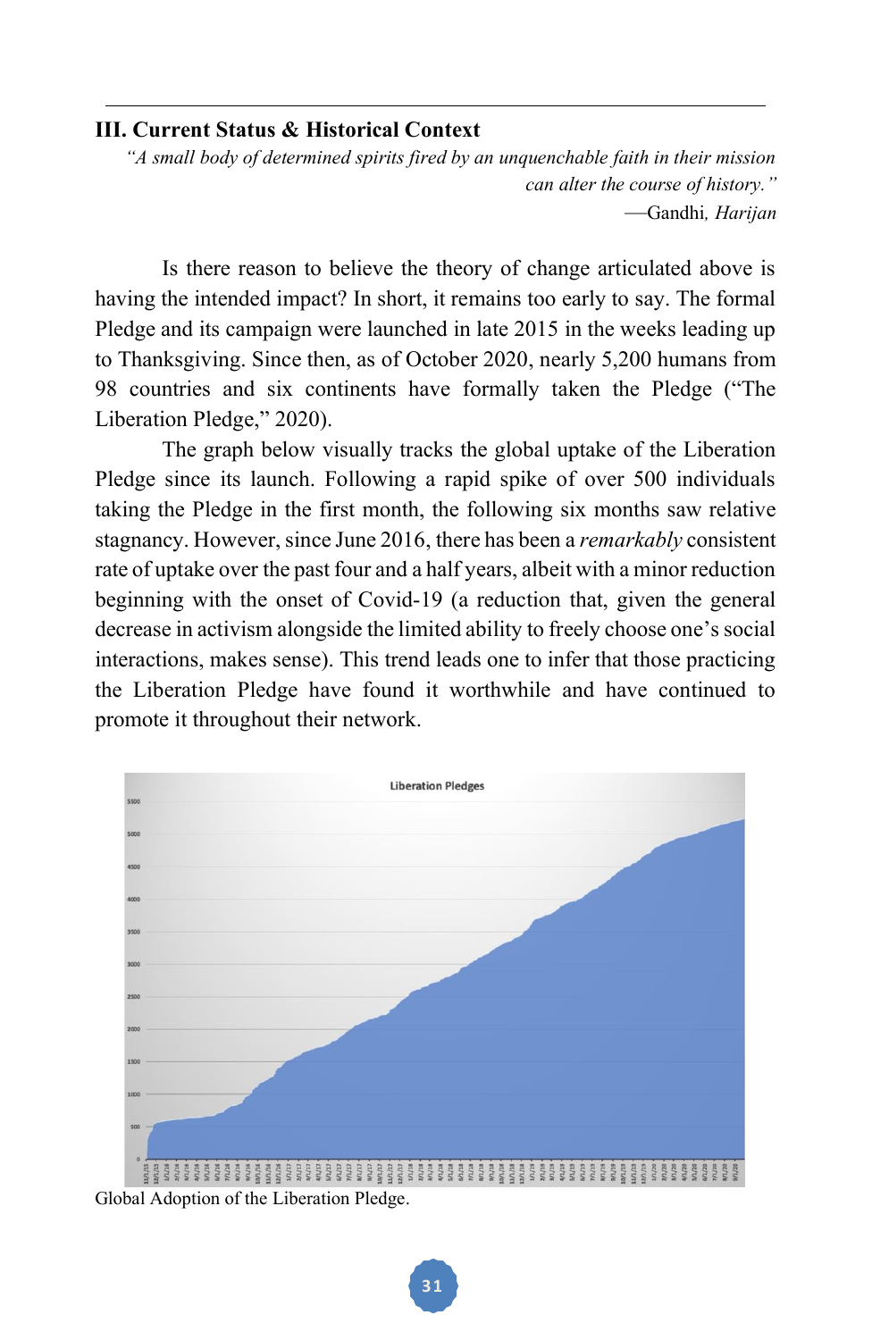### III. Current Status & Historical Context

*"A small body of determined spirits fired by an unquenchable faith in their mission can alter the course of history."*

—Gandhi, *Harijan*

Is there reason to believe the theory of change articulated above is having the intended impact? In short, it remains too early to say. The formal Pledge and its campaign were launched in late 2015 in the weeks leading up to Thanksgiving. Since then, as of October 2020, nearly 5,200 humans from 98 countries and six continents have formally taken the Pledge ("The Liberation Pledge," 2020).

The graph below visually tracks the global uptake of the Liberation Pledge since its launch. Following a rapid spike of over 500 individuals taking the Pledge in the first month, the following six months saw relative stagnancy. However, since June 2016, there has been a *remarkably* consistent rate of uptake over the past four and a half years, albeit with a minor reduction beginning with the onset of Covid-19 (a reduction that, given the general decrease in activism alongside the limited ability to freely choose one's social interactions, makes sense). This trend leads one to infer that those practicing the Liberation Pledge have found it worthwhile and have continued to promote it throughout their network.

Global Adoption of the Liberation Pledge.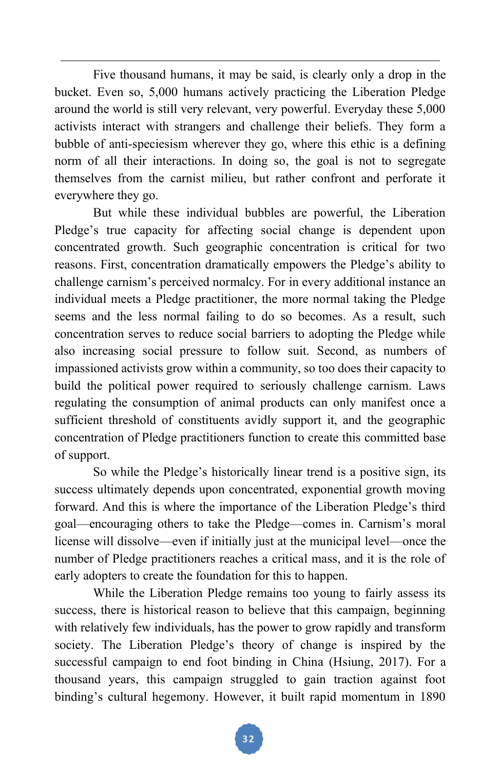Five thousand humans, it may be said, is clearly only a drop in the bucket. Even so, 5,000 humans actively practicing the Liberation Pledge around the world is still very relevant, very powerful. Everyday these 5,000 activists interact with strangers and challenge their beliefs. They form a bubble of anti-speciesism wherever they go, where this ethic is a defining norm of all their interactions. In doing so, the goal is not to segregate themselves from the carnist milieu, but rather confront and perforate it everywhere they go.

But while these individual bubbles are powerful, the Liberation Pledge's true capacity for affecting social change is dependent upon concentrated growth. Such geographic concentration is critical for two reasons. First, concentration dramatically empowers the Pledge's ability to challenge carnism's perceived normalcy. For in every additional instance an individual meets a Pledge practitioner, the more normal taking the Pledge seems and the less normal failing to do so becomes. As a result, such concentration serves to reduce social barriers to adopting the Pledge while also increasing social pressure to follow suit. Second, as numbers of impassioned activists grow within a community, so too does their capacity to build the political power required to seriously challenge carnism. Laws regulating the consumption of animal products can only manifest once a sufficient threshold of constituents avidly support it, and the geographic concentration of Pledge practitioners function to create this committed base of support.

So while the Pledge's historically linear trend is a positive sign, its success ultimately depends upon concentrated, exponential growth moving forward. And this is where the importance of the Liberation Pledge's third goal—encouraging others to take the Pledge—comes in. Carnism's moral license will dissolve—even if initially just at the municipal level—once the number of Pledge practitioners reaches a critical mass, and it is the role of early adopters to create the foundation for this to happen.

While the Liberation Pledge remains too young to fairly assess its success, there is historical reason to believe that this campaign, beginning with relatively few individuals, has the power to grow rapidly and transform society. The Liberation Pledge's theory of change is inspired by the successful campaign to end foot binding in China (Hsiung, 2017). For a thousand years, this campaign struggled to gain traction against foot binding's cultural hegemony. However, it built rapid momentum in 1890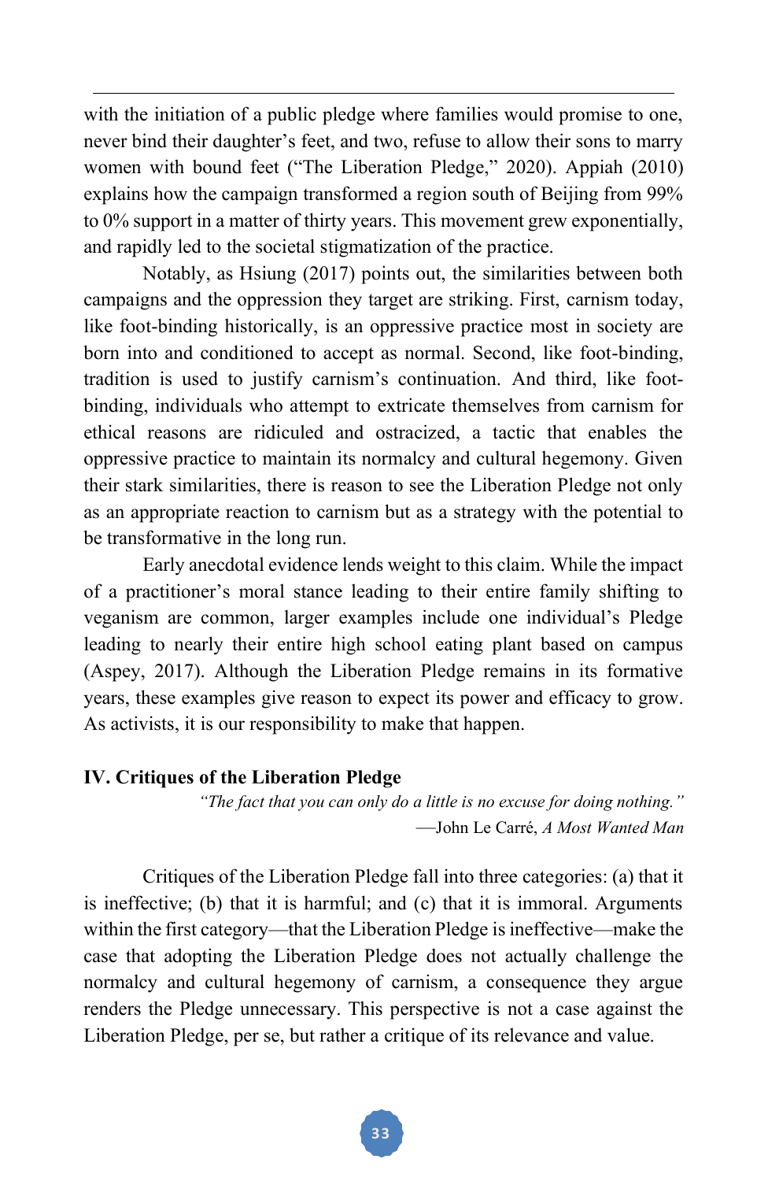with the initiation of a public pledge where families would promise to one, never bind their daughter's feet, and two, refuse to allow their sons to marry women with bound feet ("The Liberation Pledge," 2020). Appiah (2010) explains how the campaign transformed a region south of Beijing from 99% to 0% support in a matter of thirty years. This movement grew exponentially, and rapidly led to the societal stigmatization of the practice.

Notably, as Hsiung (2017) points out, the similarities between both campaigns and the oppression they target are striking. First, carnism today, like foot-binding historically, is an oppressive practice most in society are born into and conditioned to accept as normal. Second, like foot-binding, tradition is used to justify carnism's continuation. And third, like foot-binding, individuals who attempt to extricate themselves from carnism for ethical reasons are ridiculed and ostracized, a tactic that enables the oppressive practice to maintain its normalcy and cultural hegemony. Given their stark similarities, there is reason to see the Liberation Pledge not only as an appropriate reaction to carnism but as a strategy with the potential to be transformative in the long run.

Early anecdotal evidence lends weight to this claim. While the impact of a practitioner's moral stance leading to their entire family shifting to veganism are common, larger examples include one individual's Pledge leading to nearly their entire high school eating plant based on campus (Aspey, 2017). Although the Liberation Pledge remains in its formative years, these examples give reason to expect its power and efficacy to grow. As activists, it is our responsibility to make that happen.

## IV. Critiques of the Liberation Pledge

*"The fact that you can only do a little is no excuse for doing nothing."*
—John Le Carré, *A Most Wanted Man*

Critiques of the Liberation Pledge fall into three categories: (a) that it is ineffective; (b) that it is harmful; and (c) that it is immoral. Arguments within the first category—that the Liberation Pledge is ineffective—make the case that adopting the Liberation Pledge does not actually challenge the normalcy and cultural hegemony of carnism, a consequence they argue renders the Pledge unnecessary. This perspective is not a case against the Liberation Pledge, per se, but rather a critique of its relevance and value.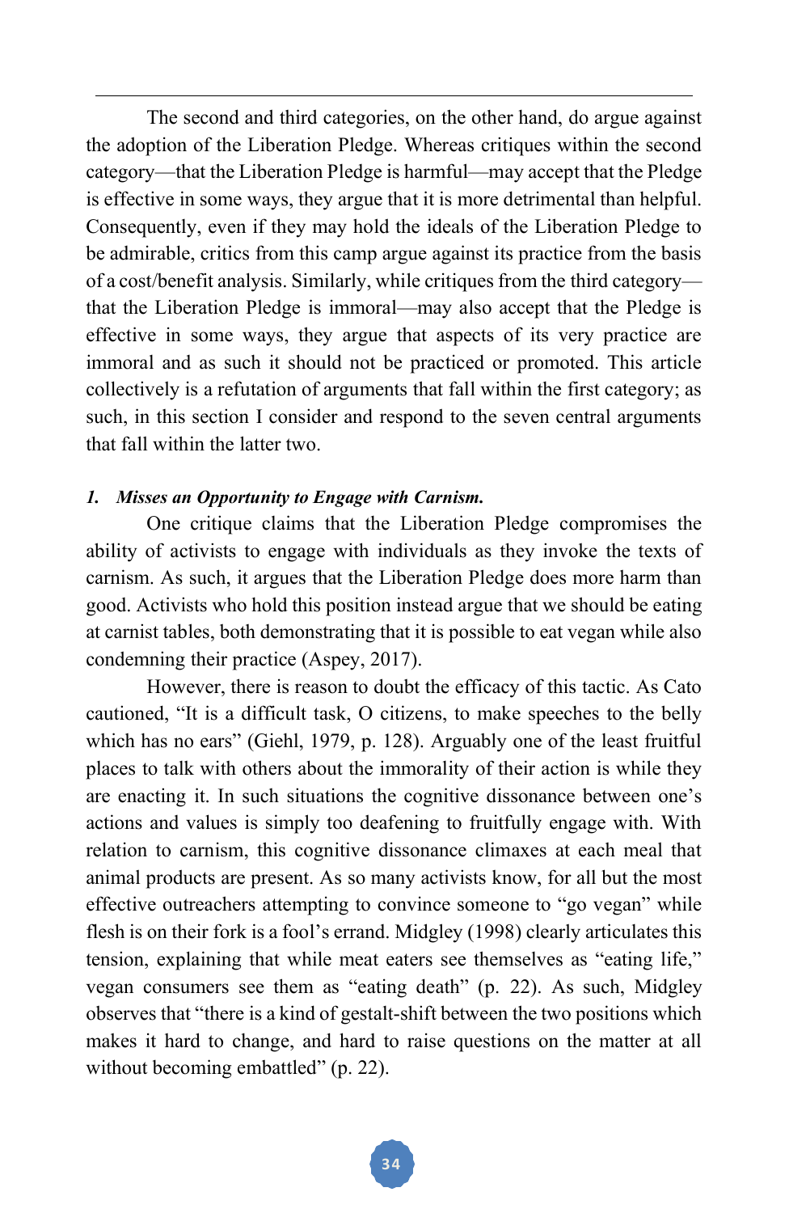The second and third categories, on the other hand, do argue against the adoption of the Liberation Pledge. Whereas critiques within the second category—that the Liberation Pledge is harmful—may accept that the Pledge is effective in some ways, they argue that it is more detrimental than helpful. Consequently, even if they may hold the ideals of the Liberation Pledge to be admirable, critics from this camp argue against its practice from the basis of a cost/benefit analysis. Similarly, while critiques from the third category—that the Liberation Pledge is immoral—may also accept that the Pledge is effective in some ways, they argue that aspects of its very practice are immoral and as such it should not be practiced or promoted. This article collectively is a refutation of arguments that fall within the first category; as such, in this section I consider and respond to the seven central arguments that fall within the latter two.

### *1. Misses an Opportunity to Engage with Carnism.*

One critique claims that the Liberation Pledge compromises the ability of activists to engage with individuals as they invoke the texts of carnism. As such, it argues that the Liberation Pledge does more harm than good. Activists who hold this position instead argue that we should be eating at carnist tables, both demonstrating that it is possible to eat vegan while also condemning their practice (Aspey, 2017).

However, there is reason to doubt the efficacy of this tactic. As Cato cautioned, "It is a difficult task, O citizens, to make speeches to the belly which has no ears" (Giehl, 1979, p. 128). Arguably one of the least fruitful places to talk with others about the immorality of their action is while they are enacting it. In such situations the cognitive dissonance between one's actions and values is simply too deafening to fruitfully engage with. With relation to carnism, this cognitive dissonance climaxes at each meal that animal products are present. As so many activists know, for all but the most effective outreachers attempting to convince someone to "go vegan" while flesh is on their fork is a fool's errand. Midgley (1998) clearly articulates this tension, explaining that while meat eaters see themselves as "eating life," vegan consumers see them as "eating death" (p. 22). As such, Midgley observes that "there is a kind of gestalt-shift between the two positions which makes it hard to change, and hard to raise questions on the matter at all without becoming embattled" (p. 22).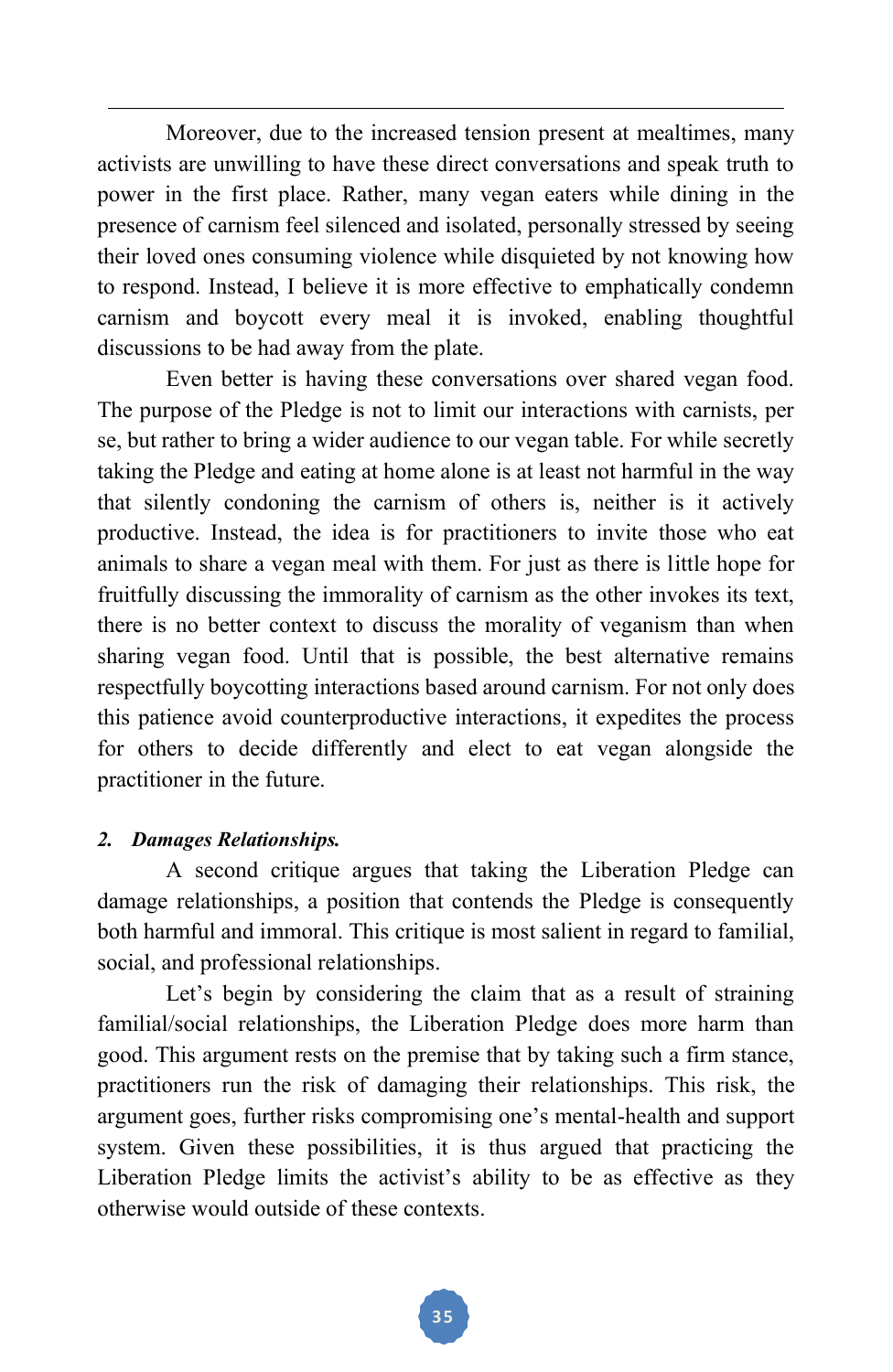Moreover, due to the increased tension present at mealtimes, many activists are unwilling to have these direct conversations and speak truth to power in the first place. Rather, many vegan eaters while dining in the presence of carnism feel silenced and isolated, personally stressed by seeing their loved ones consuming violence while disquieted by not knowing how to respond. Instead, I believe it is more effective to emphatically condemn carnism and boycott every meal it is invoked, enabling thoughtful discussions to be had away from the plate.

Even better is having these conversations over shared vegan food. The purpose of the Pledge is not to limit our interactions with carnists, per se, but rather to bring a wider audience to our vegan table. For while secretly taking the Pledge and eating at home alone is at least not harmful in the way that silently condoning the carnism of others is, neither is it actively productive. Instead, the idea is for practitioners to invite those who eat animals to share a vegan meal with them. For just as there is little hope for fruitfully discussing the immorality of carnism as the other invokes its text, there is no better context to discuss the morality of veganism than when sharing vegan food. Until that is possible, the best alternative remains respectfully boycotting interactions based around carnism. For not only does this patience avoid counterproductive interactions, it expedites the process for others to decide differently and elect to eat vegan alongside the practitioner in the future.

### *2. Damages Relationships.*

A second critique argues that taking the Liberation Pledge can damage relationships, a position that contends the Pledge is consequently both harmful and immoral. This critique is most salient in regard to familial, social, and professional relationships.

Let's begin by considering the claim that as a result of straining familial/social relationships, the Liberation Pledge does more harm than good. This argument rests on the premise that by taking such a firm stance, practitioners run the risk of damaging their relationships. This risk, the argument goes, further risks compromising one's mental-health and support system. Given these possibilities, it is thus argued that practicing the Liberation Pledge limits the activist's ability to be as effective as they otherwise would outside of these contexts.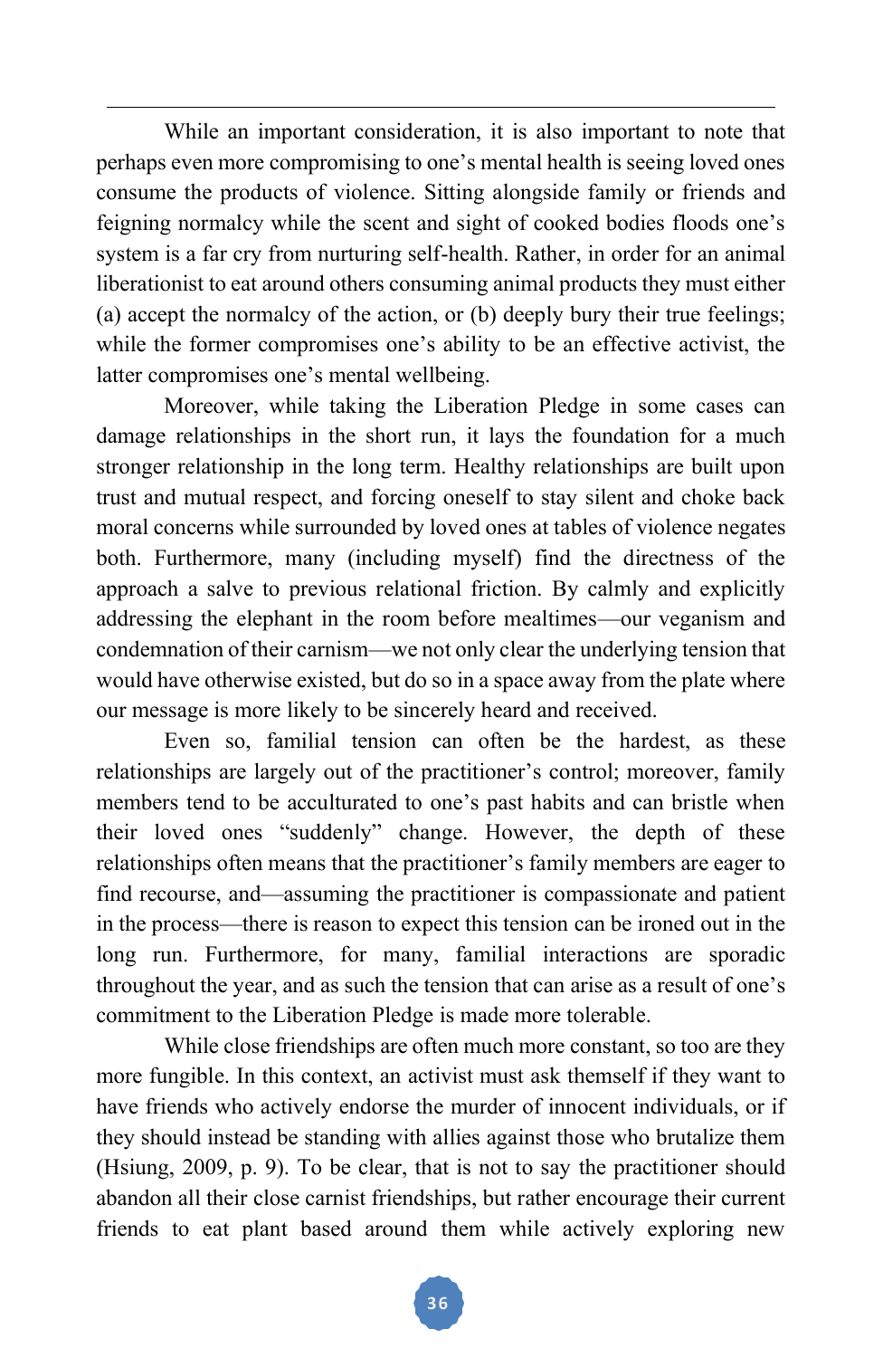While an important consideration, it is also important to note that perhaps even more compromising to one's mental health is seeing loved ones consume the products of violence. Sitting alongside family or friends and feigning normalcy while the scent and sight of cooked bodies floods one's system is a far cry from nurturing self-health. Rather, in order for an animal liberationist to eat around others consuming animal products they must either (a) accept the normalcy of the action, or (b) deeply bury their true feelings; while the former compromises one's ability to be an effective activist, the latter compromises one's mental wellbeing.

Moreover, while taking the Liberation Pledge in some cases can damage relationships in the short run, it lays the foundation for a much stronger relationship in the long term. Healthy relationships are built upon trust and mutual respect, and forcing oneself to stay silent and choke back moral concerns while surrounded by loved ones at tables of violence negates both. Furthermore, many (including myself) find the directness of the approach a salve to previous relational friction. By calmly and explicitly addressing the elephant in the room before mealtimes—our veganism and condemnation of their carnism—we not only clear the underlying tension that would have otherwise existed, but do so in a space away from the plate where our message is more likely to be sincerely heard and received.

Even so, familial tension can often be the hardest, as these relationships are largely out of the practitioner's control; moreover, family members tend to be acculturated to one's past habits and can bristle when their loved ones "suddenly" change. However, the depth of these relationships often means that the practitioner's family members are eager to find recourse, and—assuming the practitioner is compassionate and patient in the process—there is reason to expect this tension can be ironed out in the long run. Furthermore, for many, familial interactions are sporadic throughout the year, and as such the tension that can arise as a result of one's commitment to the Liberation Pledge is made more tolerable.

While close friendships are often much more constant, so too are they more fungible. In this context, an activist must ask themself if they want to have friends who actively endorse the murder of innocent individuals, or if they should instead be standing with allies against those who brutalize them (Hsiung, 2009, p. 9). To be clear, that is not to say the practitioner should abandon all their close carnist friendships, but rather encourage their current friends to eat plant based around them while actively exploring new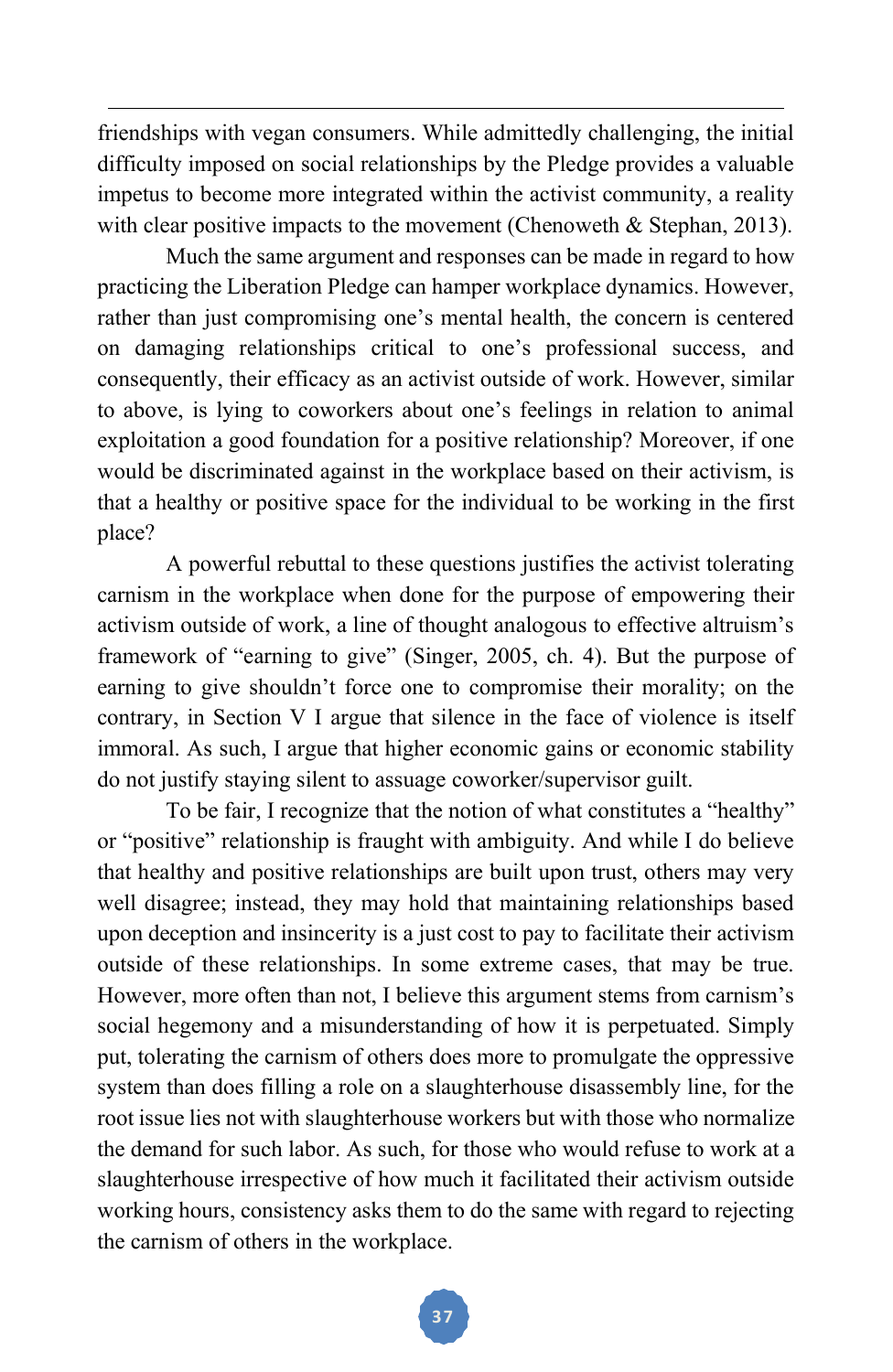friendships with vegan consumers. While admittedly challenging, the initial difficulty imposed on social relationships by the Pledge provides a valuable impetus to become more integrated within the activist community, a reality with clear positive impacts to the movement (Chenoweth & Stephan, 2013).

Much the same argument and responses can be made in regard to how practicing the Liberation Pledge can hamper workplace dynamics. However, rather than just compromising one's mental health, the concern is centered on damaging relationships critical to one's professional success, and consequently, their efficacy as an activist outside of work. However, similar to above, is lying to coworkers about one's feelings in relation to animal exploitation a good foundation for a positive relationship? Moreover, if one would be discriminated against in the workplace based on their activism, is that a healthy or positive space for the individual to be working in the first place?

A powerful rebuttal to these questions justifies the activist tolerating carnism in the workplace when done for the purpose of empowering their activism outside of work, a line of thought analogous to effective altruism's framework of "earning to give" (Singer, 2005, ch. 4). But the purpose of earning to give shouldn't force one to compromise their morality; on the contrary, in Section V I argue that silence in the face of violence is itself immoral. As such, I argue that higher economic gains or economic stability do not justify staying silent to assuage coworker/supervisor guilt.

To be fair, I recognize that the notion of what constitutes a "healthy" or "positive" relationship is fraught with ambiguity. And while I do believe that healthy and positive relationships are built upon trust, others may very well disagree; instead, they may hold that maintaining relationships based upon deception and insincerity is a just cost to pay to facilitate their activism outside of these relationships. In some extreme cases, that may be true. However, more often than not, I believe this argument stems from carnism's social hegemony and a misunderstanding of how it is perpetuated. Simply put, tolerating the carnism of others does more to promulgate the oppressive system than does filling a role on a slaughterhouse disassembly line, for the root issue lies not with slaughterhouse workers but with those who normalize the demand for such labor. As such, for those who would refuse to work at a slaughterhouse irrespective of how much it facilitated their activism outside working hours, consistency asks them to do the same with regard to rejecting the carnism of others in the workplace.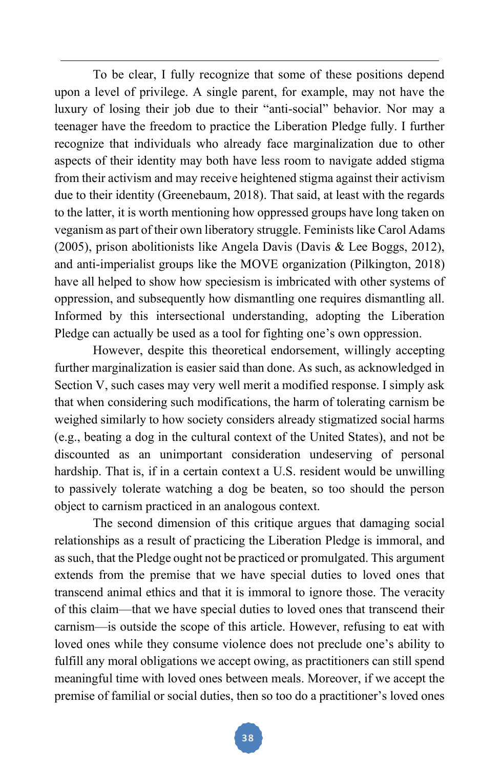To be clear, I fully recognize that some of these positions depend upon a level of privilege. A single parent, for example, may not have the luxury of losing their job due to their "anti-social" behavior. Nor may a teenager have the freedom to practice the Liberation Pledge fully. I further recognize that individuals who already face marginalization due to other aspects of their identity may both have less room to navigate added stigma from their activism and may receive heightened stigma against their activism due to their identity (Greenebaum, 2018). That said, at least with the regards to the latter, it is worth mentioning how oppressed groups have long taken on veganism as part of their own liberatory struggle. Feminists like Carol Adams (2005), prison abolitionists like Angela Davis (Davis & Lee Boggs, 2012), and anti-imperialist groups like the MOVE organization (Pilkington, 2018) have all helped to show how speciesism is imbricated with other systems of oppression, and subsequently how dismantling one requires dismantling all. Informed by this intersectional understanding, adopting the Liberation Pledge can actually be used as a tool for fighting one's own oppression.

However, despite this theoretical endorsement, willingly accepting further marginalization is easier said than done. As such, as acknowledged in Section V, such cases may very well merit a modified response. I simply ask that when considering such modifications, the harm of tolerating carnism be weighed similarly to how society considers already stigmatized social harms (e.g., beating a dog in the cultural context of the United States), and not be discounted as an unimportant consideration undeserving of personal hardship. That is, if in a certain context a U.S. resident would be unwilling to passively tolerate watching a dog be beaten, so too should the person object to carnism practiced in an analogous context.

The second dimension of this critique argues that damaging social relationships as a result of practicing the Liberation Pledge is immoral, and as such, that the Pledge ought not be practiced or promulgated. This argument extends from the premise that we have special duties to loved ones that transcend animal ethics and that it is immoral to ignore those. The veracity of this claim—that we have special duties to loved ones that transcend their carnism—is outside the scope of this article. However, refusing to eat with loved ones while they consume violence does not preclude one's ability to fulfill any moral obligations we accept owing, as practitioners can still spend meaningful time with loved ones between meals. Moreover, if we accept the premise of familial or social duties, then so too do a practitioner's loved ones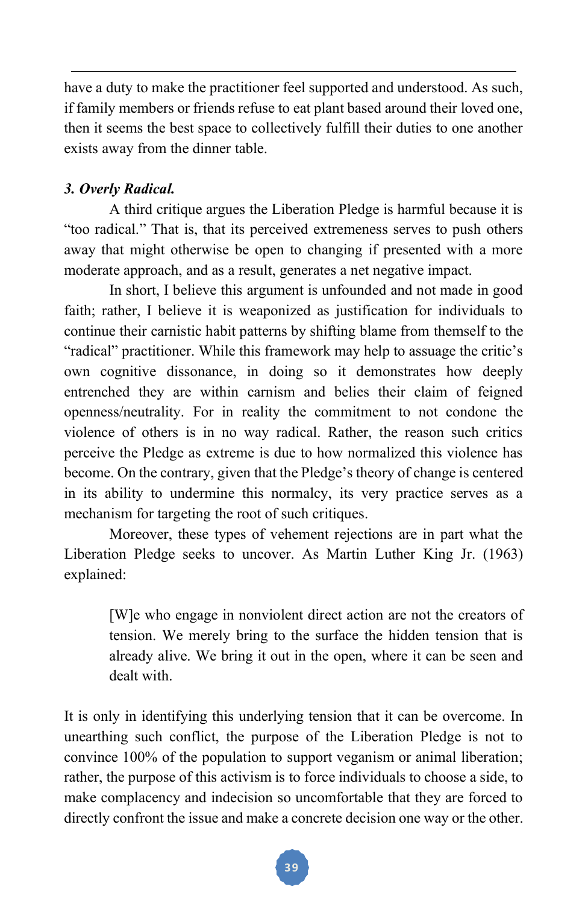have a duty to make the practitioner feel supported and understood. As such, if family members or friends refuse to eat plant based around their loved one, then it seems the best space to collectively fulfill their duties to one another exists away from the dinner table.

### *3. Overly Radical.*

A third critique argues the Liberation Pledge is harmful because it is "too radical." That is, that its perceived extremeness serves to push others away that might otherwise be open to changing if presented with a more moderate approach, and as a result, generates a net negative impact.

In short, I believe this argument is unfounded and not made in good faith; rather, I believe it is weaponized as justification for individuals to continue their carnistic habit patterns by shifting blame from themself to the "radical" practitioner. While this framework may help to assuage the critic's own cognitive dissonance, in doing so it demonstrates how deeply entrenched they are within carnism and belies their claim of feigned openness/neutrality. For in reality the commitment to not condone the violence of others is in no way radical. Rather, the reason such critics perceive the Pledge as extreme is due to how normalized this violence has become. On the contrary, given that the Pledge's theory of change is centered in its ability to undermine this normalcy, its very practice serves as a mechanism for targeting the root of such critiques.

Moreover, these types of vehement rejections are in part what the Liberation Pledge seeks to uncover. As Martin Luther King Jr. (1963) explained:

> [W]e who engage in nonviolent direct action are not the creators of tension. We merely bring to the surface the hidden tension that is already alive. We bring it out in the open, where it can be seen and dealt with.

It is only in identifying this underlying tension that it can be overcome. In unearthing such conflict, the purpose of the Liberation Pledge is not to convince 100% of the population to support veganism or animal liberation; rather, the purpose of this activism is to force individuals to choose a side, to make complacency and indecision so uncomfortable that they are forced to directly confront the issue and make a concrete decision one way or the other.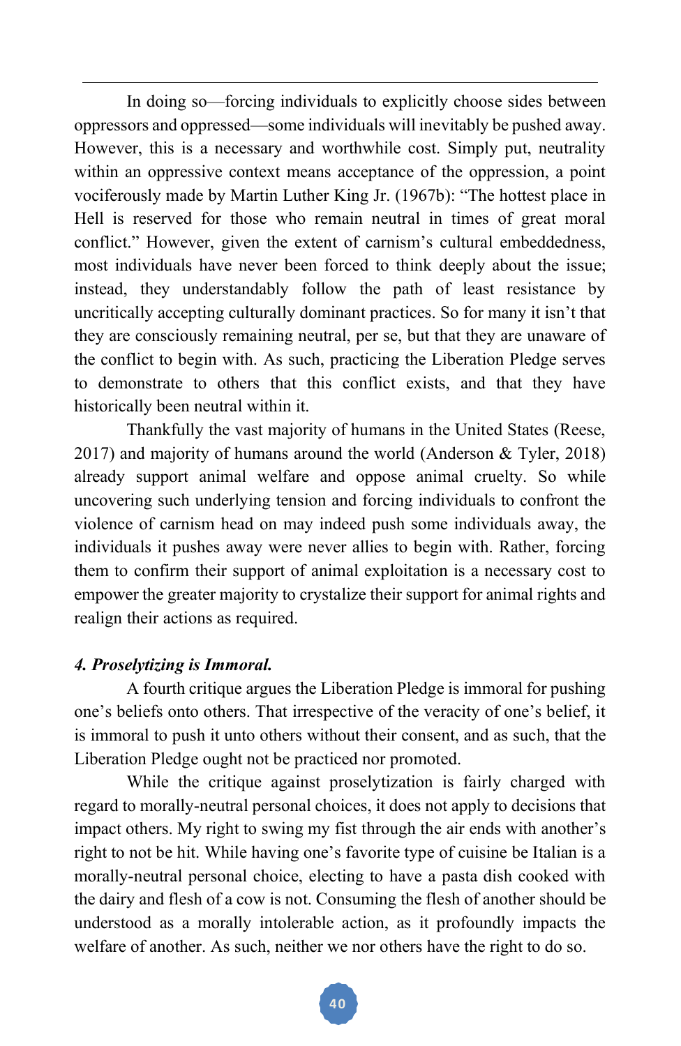In doing so—forcing individuals to explicitly choose sides between oppressors and oppressed—some individuals will inevitably be pushed away. However, this is a necessary and worthwhile cost. Simply put, neutrality within an oppressive context means acceptance of the oppression, a point vociferously made by Martin Luther King Jr. (1967b): "The hottest place in Hell is reserved for those who remain neutral in times of great moral conflict." However, given the extent of carnism's cultural embeddedness, most individuals have never been forced to think deeply about the issue; instead, they understandably follow the path of least resistance by uncritically accepting culturally dominant practices. So for many it isn't that they are consciously remaining neutral, per se, but that they are unaware of the conflict to begin with. As such, practicing the Liberation Pledge serves to demonstrate to others that this conflict exists, and that they have historically been neutral within it.

Thankfully the vast majority of humans in the United States (Reese, 2017) and majority of humans around the world (Anderson & Tyler, 2018) already support animal welfare and oppose animal cruelty. So while uncovering such underlying tension and forcing individuals to confront the violence of carnism head on may indeed push some individuals away, the individuals it pushes away were never allies to begin with. Rather, forcing them to confirm their support of animal exploitation is a necessary cost to empower the greater majority to crystalize their support for animal rights and realign their actions as required.

### *4. Proselytizing is Immoral.*

A fourth critique argues the Liberation Pledge is immoral for pushing one's beliefs onto others. That irrespective of the veracity of one's belief, it is immoral to push it unto others without their consent, and as such, that the Liberation Pledge ought not be practiced nor promoted.

While the critique against proselytization is fairly charged with regard to morally-neutral personal choices, it does not apply to decisions that impact others. My right to swing my fist through the air ends with another's right to not be hit. While having one's favorite type of cuisine be Italian is a morally-neutral personal choice, electing to have a pasta dish cooked with the dairy and flesh of a cow is not. Consuming the flesh of another should be understood as a morally intolerable action, as it profoundly impacts the welfare of another. As such, neither we nor others have the right to do so.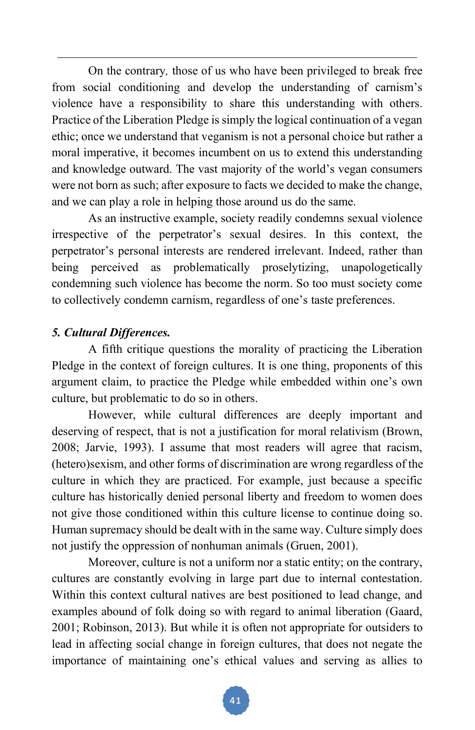On the contrary*,* those of us who have been privileged to break free from social conditioning and develop the understanding of carnism's violence have a responsibility to share this understanding with others. Practice of the Liberation Pledge is simply the logical continuation of a vegan ethic; once we understand that veganism is not a personal choice but rather a moral imperative, it becomes incumbent on us to extend this understanding and knowledge outward. The vast majority of the world's vegan consumers were not born as such; after exposure to facts we decided to make the change, and we can play a role in helping those around us do the same.

As an instructive example, society readily condemns sexual violence irrespective of the perpetrator's sexual desires. In this context, the perpetrator's personal interests are rendered irrelevant. Indeed, rather than being perceived as problematically proselytizing, unapologetically condemning such violence has become the norm. So too must society come to collectively condemn carnism, regardless of one's taste preferences.

***5. Cultural Differences.***

A fifth critique questions the morality of practicing the Liberation Pledge in the context of foreign cultures. It is one thing, proponents of this argument claim, to practice the Pledge while embedded within one's own culture, but problematic to do so in others.

However, while cultural differences are deeply important and deserving of respect, that is not a justification for moral relativism (Brown, 2008; Jarvie, 1993). I assume that most readers will agree that racism, (hetero)sexism, and other forms of discrimination are wrong regardless of the culture in which they are practiced. For example, just because a specific culture has historically denied personal liberty and freedom to women does not give those conditioned within this culture license to continue doing so. Human supremacy should be dealt with in the same way. Culture simply does not justify the oppression of nonhuman animals (Gruen, 2001).

Moreover, culture is not a uniform nor a static entity; on the contrary, cultures are constantly evolving in large part due to internal contestation. Within this context cultural natives are best positioned to lead change, and examples abound of folk doing so with regard to animal liberation (Gaard, 2001; Robinson, 2013). But while it is often not appropriate for outsiders to lead in affecting social change in foreign cultures, that does not negate the importance of maintaining one's ethical values and serving as allies to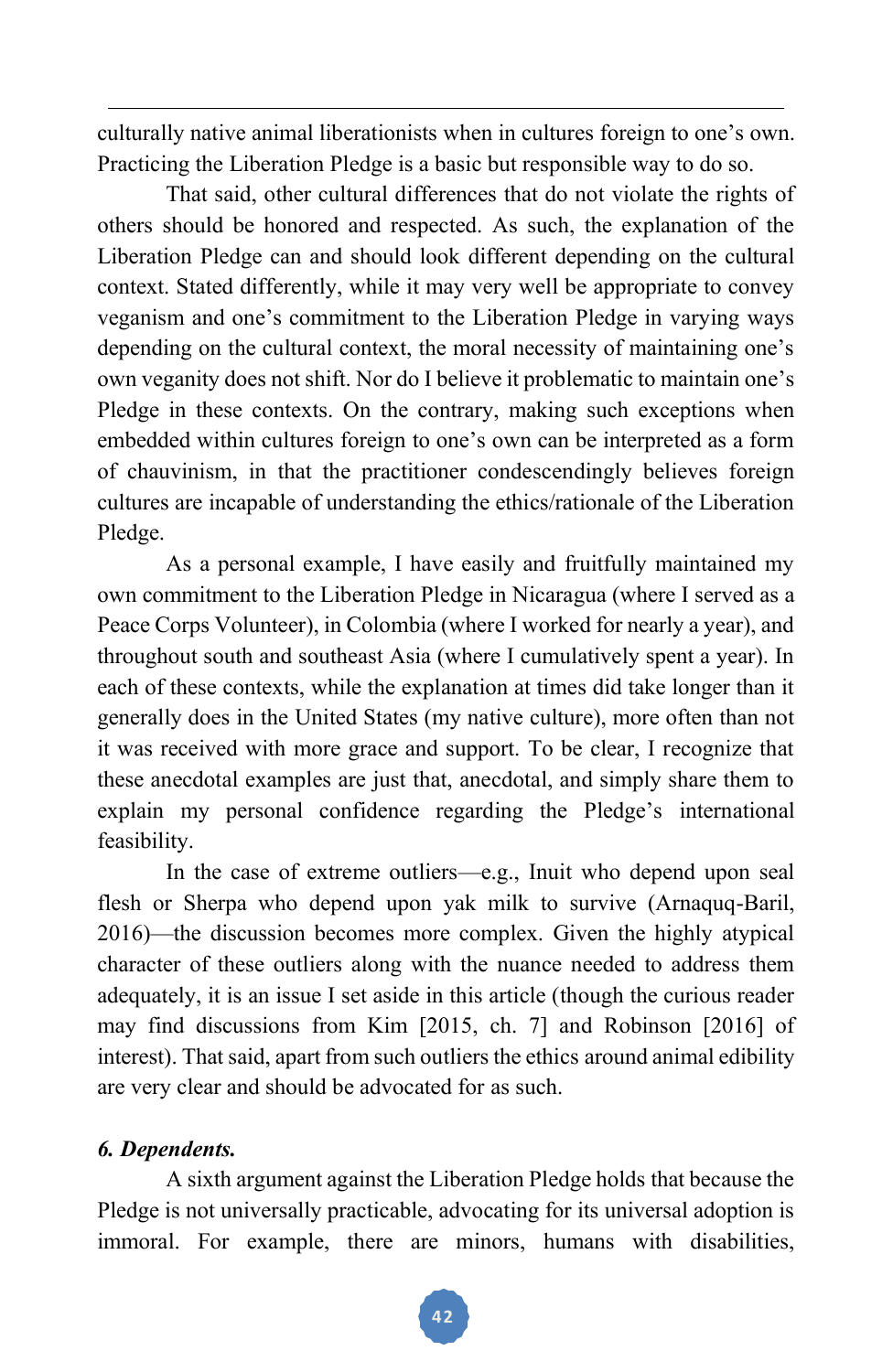culturally native animal liberationists when in cultures foreign to one's own. Practicing the Liberation Pledge is a basic but responsible way to do so.

That said, other cultural differences that do not violate the rights of others should be honored and respected. As such, the explanation of the Liberation Pledge can and should look different depending on the cultural context. Stated differently, while it may very well be appropriate to convey veganism and one's commitment to the Liberation Pledge in varying ways depending on the cultural context, the moral necessity of maintaining one's own veganity does not shift. Nor do I believe it problematic to maintain one's Pledge in these contexts. On the contrary, making such exceptions when embedded within cultures foreign to one's own can be interpreted as a form of chauvinism, in that the practitioner condescendingly believes foreign cultures are incapable of understanding the ethics/rationale of the Liberation Pledge.

As a personal example, I have easily and fruitfully maintained my own commitment to the Liberation Pledge in Nicaragua (where I served as a Peace Corps Volunteer), in Colombia (where I worked for nearly a year), and throughout south and southeast Asia (where I cumulatively spent a year). In each of these contexts, while the explanation at times did take longer than it generally does in the United States (my native culture), more often than not it was received with more grace and support. To be clear, I recognize that these anecdotal examples are just that, anecdotal, and simply share them to explain my personal confidence regarding the Pledge's international feasibility.

In the case of extreme outliers—e.g., Inuit who depend upon seal flesh or Sherpa who depend upon yak milk to survive (Arnaquq-Baril, 2016)—the discussion becomes more complex. Given the highly atypical character of these outliers along with the nuance needed to address them adequately, it is an issue I set aside in this article (though the curious reader may find discussions from Kim [2015, ch. 7] and Robinson [2016] of interest). That said, apart from such outliers the ethics around animal edibility are very clear and should be advocated for as such.

***6. Dependents.***

A sixth argument against the Liberation Pledge holds that because the Pledge is not universally practicable, advocating for its universal adoption is immoral. For example, there are minors, humans with disabilities,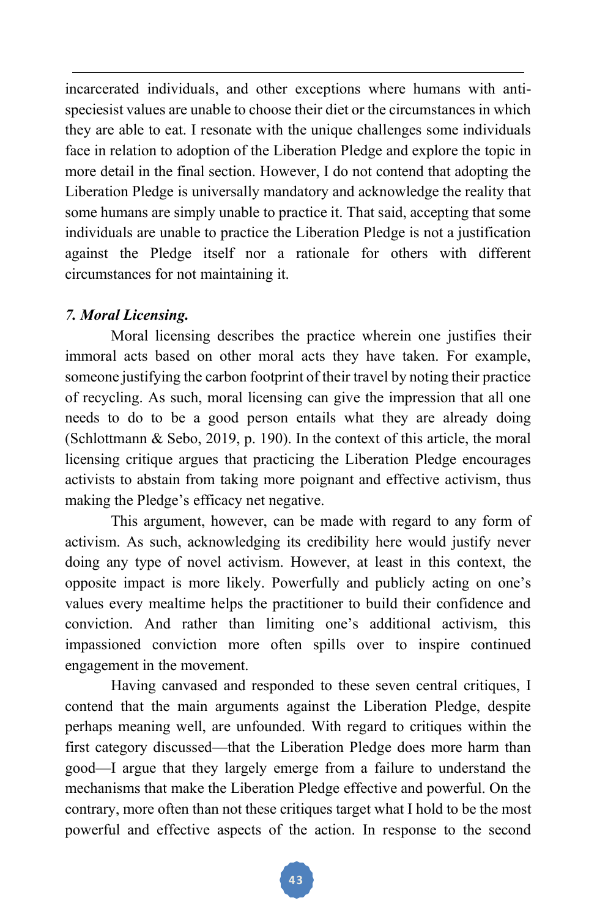incarcerated individuals, and other exceptions where humans with anti-speciesist values are unable to choose their diet or the circumstances in which they are able to eat. I resonate with the unique challenges some individuals face in relation to adoption of the Liberation Pledge and explore the topic in more detail in the final section. However, I do not contend that adopting the Liberation Pledge is universally mandatory and acknowledge the reality that some humans are simply unable to practice it. That said, accepting that some individuals are unable to practice the Liberation Pledge is not a justification against the Pledge itself nor a rationale for others with different circumstances for not maintaining it.

*7. **Moral Licensing.***

Moral licensing describes the practice wherein one justifies their immoral acts based on other moral acts they have taken. For example, someone justifying the carbon footprint of their travel by noting their practice of recycling. As such, moral licensing can give the impression that all one needs to do to be a good person entails what they are already doing (Schlottmann & Sebo, 2019, p. 190). In the context of this article, the moral licensing critique argues that practicing the Liberation Pledge encourages activists to abstain from taking more poignant and effective activism, thus making the Pledge's efficacy net negative.

This argument, however, can be made with regard to any form of activism. As such, acknowledging its credibility here would justify never doing any type of novel activism. However, at least in this context, the opposite impact is more likely. Powerfully and publicly acting on one's values every mealtime helps the practitioner to build their confidence and conviction. And rather than limiting one's additional activism, this impassioned conviction more often spills over to inspire continued engagement in the movement.

Having canvased and responded to these seven central critiques, I contend that the main arguments against the Liberation Pledge, despite perhaps meaning well, are unfounded. With regard to critiques within the first category discussed—that the Liberation Pledge does more harm than good—I argue that they largely emerge from a failure to understand the mechanisms that make the Liberation Pledge effective and powerful. On the contrary, more often than not these critiques target what I hold to be the most powerful and effective aspects of the action. In response to the second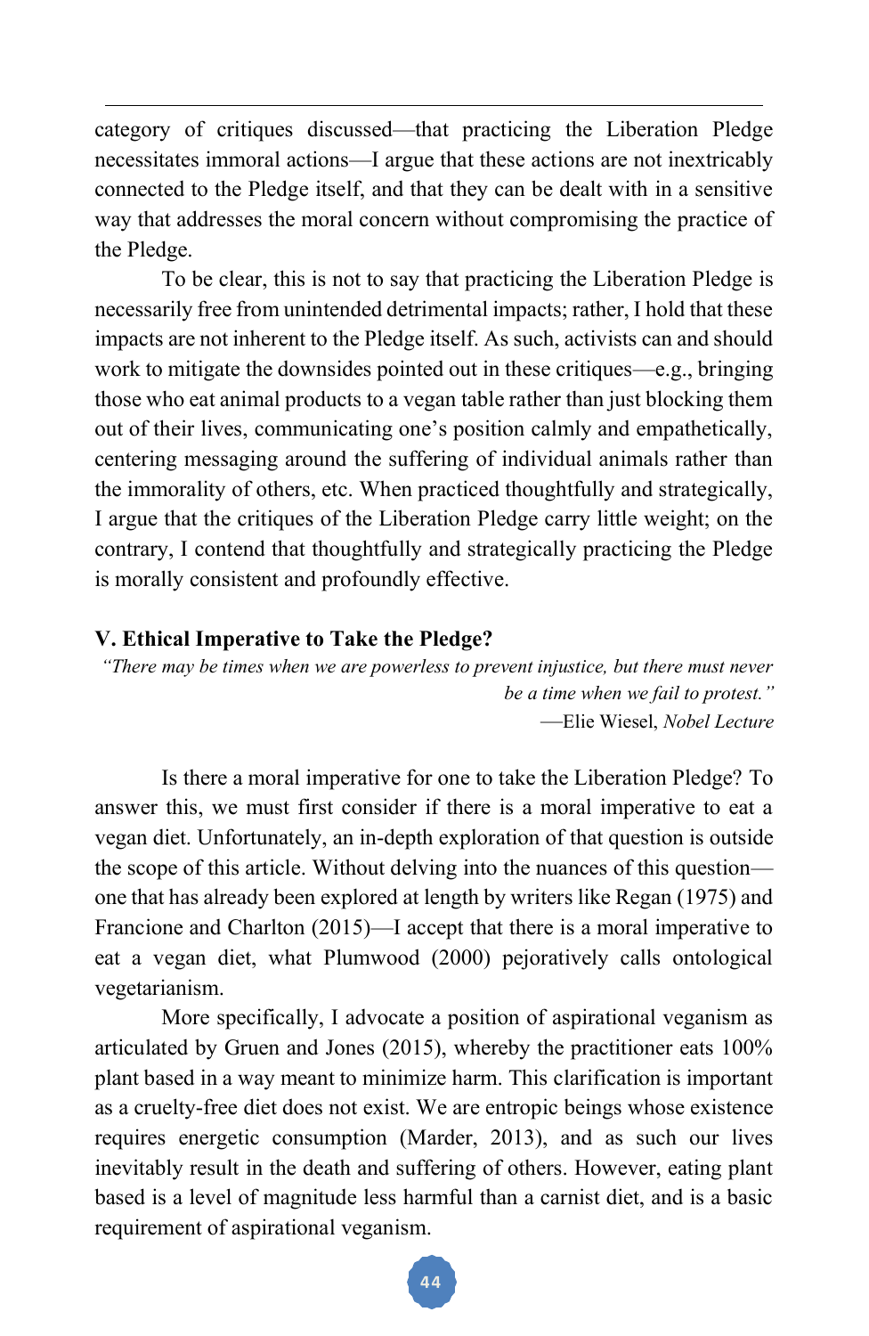category of critiques discussed—that practicing the Liberation Pledge necessitates immoral actions—I argue that these actions are not inextricably connected to the Pledge itself, and that they can be dealt with in a sensitive way that addresses the moral concern without compromising the practice of the Pledge.

To be clear, this is not to say that practicing the Liberation Pledge is necessarily free from unintended detrimental impacts; rather, I hold that these impacts are not inherent to the Pledge itself. As such, activists can and should work to mitigate the downsides pointed out in these critiques—e.g., bringing those who eat animal products to a vegan table rather than just blocking them out of their lives, communicating one's position calmly and empathetically, centering messaging around the suffering of individual animals rather than the immorality of others, etc. When practiced thoughtfully and strategically, I argue that the critiques of the Liberation Pledge carry little weight; on the contrary, I contend that thoughtfully and strategically practicing the Pledge is morally consistent and profoundly effective.

## V. Ethical Imperative to Take the Pledge?

*"There may be times when we are powerless to prevent injustice, but there must never be a time when we fail to protest."*

—Elie Wiesel, *Nobel Lecture*

Is there a moral imperative for one to take the Liberation Pledge? To answer this, we must first consider if there is a moral imperative to eat a vegan diet. Unfortunately, an in-depth exploration of that question is outside the scope of this article. Without delving into the nuances of this question—one that has already been explored at length by writers like Regan (1975) and Francione and Charlton (2015)—I accept that there is a moral imperative to eat a vegan diet, what Plumwood (2000) pejoratively calls ontological vegetarianism.

More specifically, I advocate a position of aspirational veganism as articulated by Gruen and Jones (2015), whereby the practitioner eats 100% plant based in a way meant to minimize harm. This clarification is important as a cruelty-free diet does not exist. We are entropic beings whose existence requires energetic consumption (Marder, 2013), and as such our lives inevitably result in the death and suffering of others. However, eating plant based is a level of magnitude less harmful than a carnist diet, and is a basic requirement of aspirational veganism.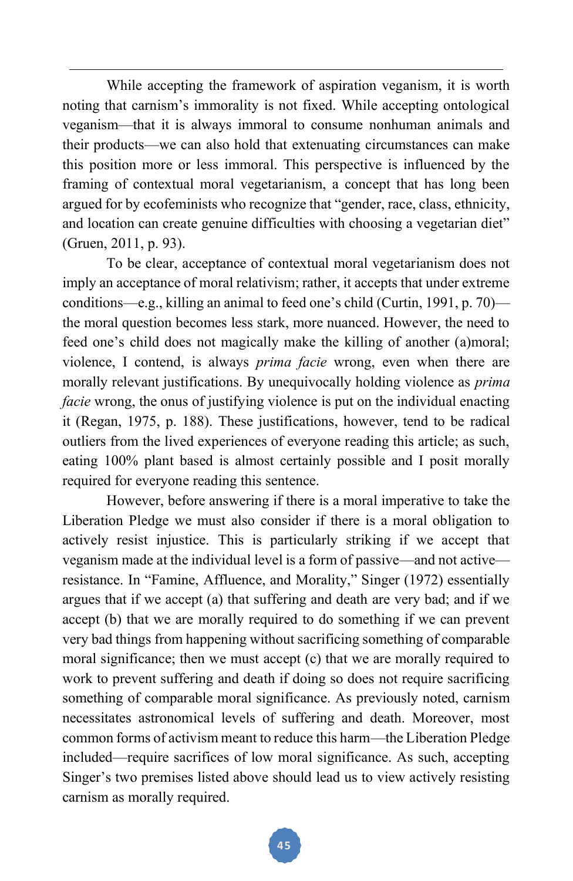While accepting the framework of aspiration veganism, it is worth noting that carnism's immorality is not fixed. While accepting ontological veganism—that it is always immoral to consume nonhuman animals and their products—we can also hold that extenuating circumstances can make this position more or less immoral. This perspective is influenced by the framing of contextual moral vegetarianism, a concept that has long been argued for by ecofeminists who recognize that "gender, race, class, ethnicity, and location can create genuine difficulties with choosing a vegetarian diet" (Gruen, 2011, p. 93).

To be clear, acceptance of contextual moral vegetarianism does not imply an acceptance of moral relativism; rather, it accepts that under extreme conditions—e.g., killing an animal to feed one's child (Curtin, 1991, p. 70)—the moral question becomes less stark, more nuanced. However, the need to feed one's child does not magically make the killing of another (a)moral; violence, I contend, is always *prima facie* wrong, even when there are morally relevant justifications. By unequivocally holding violence as *prima facie* wrong, the onus of justifying violence is put on the individual enacting it (Regan, 1975, p. 188). These justifications, however, tend to be radical outliers from the lived experiences of everyone reading this article; as such, eating 100% plant based is almost certainly possible and I posit morally required for everyone reading this sentence.

However, before answering if there is a moral imperative to take the Liberation Pledge we must also consider if there is a moral obligation to actively resist injustice. This is particularly striking if we accept that veganism made at the individual level is a form of passive—and not active—resistance. In "Famine, Affluence, and Morality," Singer (1972) essentially argues that if we accept (a) that suffering and death are very bad; and if we accept (b) that we are morally required to do something if we can prevent very bad things from happening without sacrificing something of comparable moral significance; then we must accept (c) that we are morally required to work to prevent suffering and death if doing so does not require sacrificing something of comparable moral significance. As previously noted, carnism necessitates astronomical levels of suffering and death. Moreover, most common forms of activism meant to reduce this harm—the Liberation Pledge included—require sacrifices of low moral significance. As such, accepting Singer's two premises listed above should lead us to view actively resisting carnism as morally required.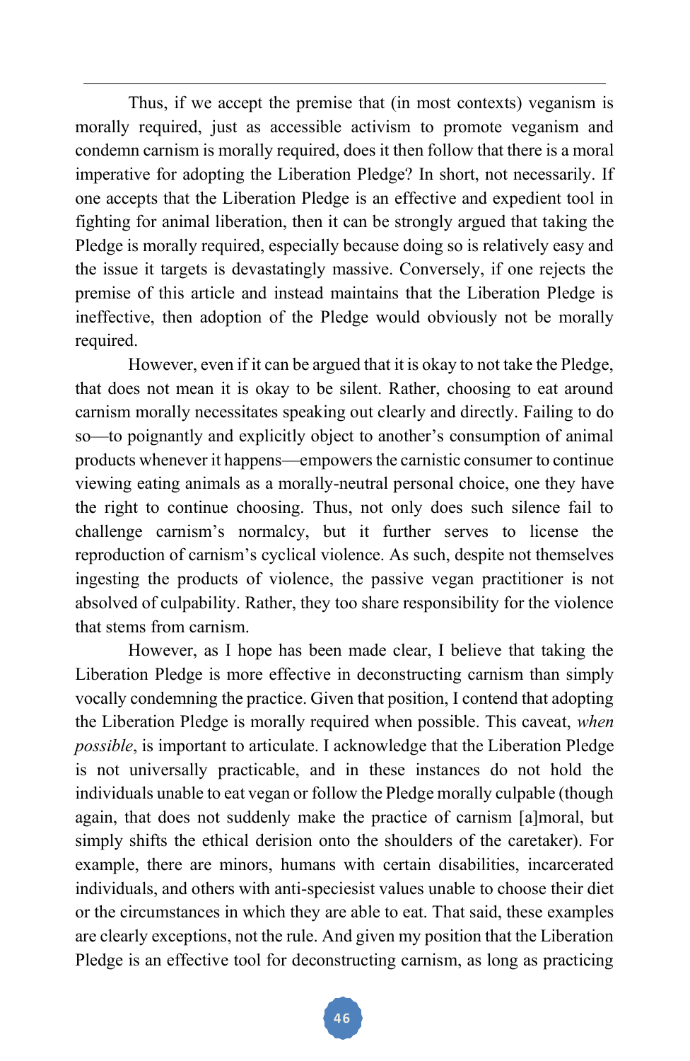Thus, if we accept the premise that (in most contexts) veganism is morally required, just as accessible activism to promote veganism and condemn carnism is morally required, does it then follow that there is a moral imperative for adopting the Liberation Pledge? In short, not necessarily. If one accepts that the Liberation Pledge is an effective and expedient tool in fighting for animal liberation, then it can be strongly argued that taking the Pledge is morally required, especially because doing so is relatively easy and the issue it targets is devastatingly massive. Conversely, if one rejects the premise of this article and instead maintains that the Liberation Pledge is ineffective, then adoption of the Pledge would obviously not be morally required.

However, even if it can be argued that it is okay to not take the Pledge, that does not mean it is okay to be silent. Rather, choosing to eat around carnism morally necessitates speaking out clearly and directly. Failing to do so—to poignantly and explicitly object to another's consumption of animal products whenever it happens—empowers the carnistic consumer to continue viewing eating animals as a morally-neutral personal choice, one they have the right to continue choosing. Thus, not only does such silence fail to challenge carnism's normalcy, but it further serves to license the reproduction of carnism's cyclical violence. As such, despite not themselves ingesting the products of violence, the passive vegan practitioner is not absolved of culpability. Rather, they too share responsibility for the violence that stems from carnism.

However, as I hope has been made clear, I believe that taking the Liberation Pledge is more effective in deconstructing carnism than simply vocally condemning the practice. Given that position, I contend that adopting the Liberation Pledge is morally required when possible. This caveat, *when possible*, is important to articulate. I acknowledge that the Liberation Pledge is not universally practicable, and in these instances do not hold the individuals unable to eat vegan or follow the Pledge morally culpable (though again, that does not suddenly make the practice of carnism [a]moral, but simply shifts the ethical derision onto the shoulders of the caretaker). For example, there are minors, humans with certain disabilities, incarcerated individuals, and others with anti-speciesist values unable to choose their diet or the circumstances in which they are able to eat. That said, these examples are clearly exceptions, not the rule. And given my position that the Liberation Pledge is an effective tool for deconstructing carnism, as long as practicing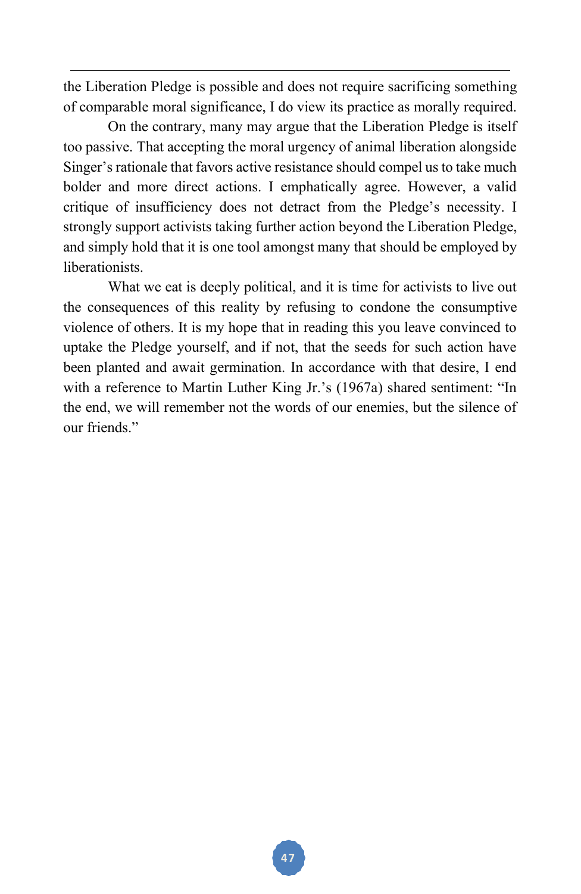the Liberation Pledge is possible and does not require sacrificing something of comparable moral significance, I do view its practice as morally required.

On the contrary, many may argue that the Liberation Pledge is itself too passive. That accepting the moral urgency of animal liberation alongside Singer's rationale that favors active resistance should compel us to take much bolder and more direct actions. I emphatically agree. However, a valid critique of insufficiency does not detract from the Pledge's necessity. I strongly support activists taking further action beyond the Liberation Pledge, and simply hold that it is one tool amongst many that should be employed by liberationists.

What we eat is deeply political, and it is time for activists to live out the consequences of this reality by refusing to condone the consumptive violence of others. It is my hope that in reading this you leave convinced to uptake the Pledge yourself, and if not, that the seeds for such action have been planted and await germination. In accordance with that desire, I end with a reference to Martin Luther King Jr.'s (1967a) shared sentiment: "In the end, we will remember not the words of our enemies, but the silence of our friends."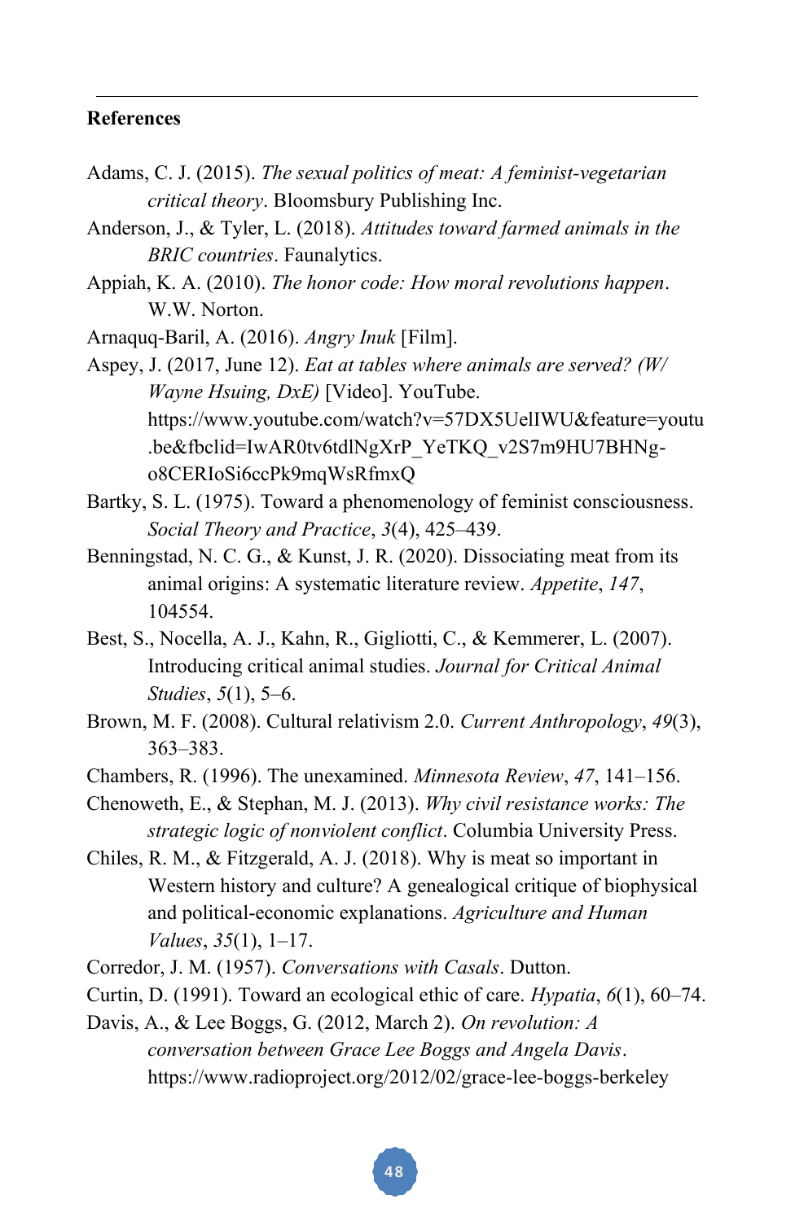**References**

Adams, C. J. (2015). *The sexual politics of meat: A feminist-vegetarian critical theory*. Bloomsbury Publishing Inc.

Anderson, J., & Tyler, L. (2018). *Attitudes toward farmed animals in the BRIC countries*. Faunalytics.

Appiah, K. A. (2010). *The honor code: How moral revolutions happen*. W.W. Norton.

Arnaquq-Baril, A. (2016). *Angry Inuk* [Film].

Aspey, J. (2017, June 12). *Eat at tables where animals are served? (W/ Wayne Hsuing, DxE)* [Video]. YouTube. https://www.youtube.com/watch?v=57DX5UelIWU&feature=youtu.be&fbclid=IwAR0tv6tdlNgXrP_YeTKQ_v2S7m9HU7BHNg-o8CERIoSi6ccPk9mqWsRfmxQ

Bartky, S. L. (1975). Toward a phenomenology of feminist consciousness. *Social Theory and Practice*, *3*(4), 425–439.

Benningstad, N. C. G., & Kunst, J. R. (2020). Dissociating meat from its animal origins: A systematic literature review. *Appetite*, *147*, 104554.

Best, S., Nocella, A. J., Kahn, R., Gigliotti, C., & Kemmerer, L. (2007). Introducing critical animal studies. *Journal for Critical Animal Studies*, *5*(1), 5–6.

Brown, M. F. (2008). Cultural relativism 2.0. *Current Anthropology*, *49*(3), 363–383.

Chambers, R. (1996). The unexamined. *Minnesota Review*, *47*, 141–156.

Chenoweth, E., & Stephan, M. J. (2013). *Why civil resistance works: The strategic logic of nonviolent conflict*. Columbia University Press.

Chiles, R. M., & Fitzgerald, A. J. (2018). Why is meat so important in Western history and culture? A genealogical critique of biophysical and political-economic explanations. *Agriculture and Human Values*, *35*(1), 1–17.

Corredor, J. M. (1957). *Conversations with Casals*. Dutton.

Curtin, D. (1991). Toward an ecological ethic of care. *Hypatia*, *6*(1), 60–74.

Davis, A., & Lee Boggs, G. (2012, March 2). *On revolution: A conversation between Grace Lee Boggs and Angela Davis*. https://www.radioproject.org/2012/02/grace-lee-boggs-berkeley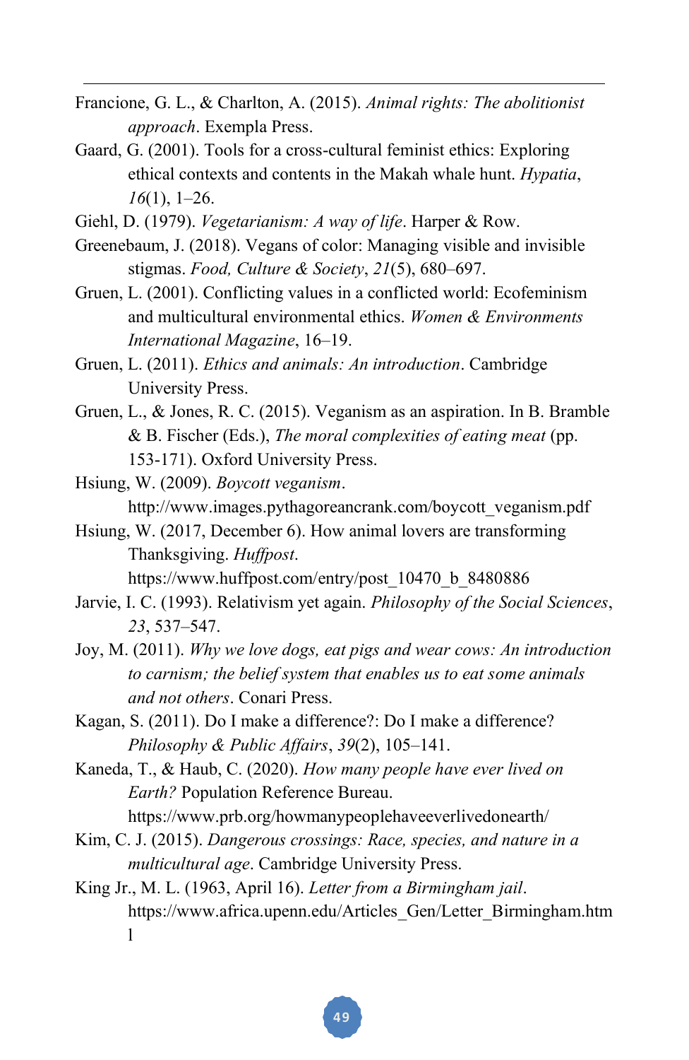Francione, G. L., & Charlton, A. (2015). *Animal rights: The abolitionist approach*. Exempla Press.

Gaard, G. (2001). Tools for a cross-cultural feminist ethics: Exploring ethical contexts and contents in the Makah whale hunt. *Hypatia*, *16*(1), 1–26.

Giehl, D. (1979). *Vegetarianism: A way of life*. Harper & Row.

Greenebaum, J. (2018). Vegans of color: Managing visible and invisible stigmas. *Food, Culture & Society*, *21*(5), 680–697.

Gruen, L. (2001). Conflicting values in a conflicted world: Ecofeminism and multicultural environmental ethics. *Women & Environments International Magazine*, 16–19.

Gruen, L. (2011). *Ethics and animals: An introduction*. Cambridge University Press.

Gruen, L., & Jones, R. C. (2015). Veganism as an aspiration. In B. Bramble & B. Fischer (Eds.), *The moral complexities of eating meat* (pp. 153-171). Oxford University Press.

Hsiung, W. (2009). *Boycott veganism*. http://www.images.pythagoreancrank.com/boycott_veganism.pdf

Hsiung, W. (2017, December 6). How animal lovers are transforming Thanksgiving. *Huffpost*. https://www.huffpost.com/entry/post_10470_b_8480886

Jarvie, I. C. (1993). Relativism yet again. *Philosophy of the Social Sciences*, *23*, 537–547.

Joy, M. (2011). *Why we love dogs, eat pigs and wear cows: An introduction to carnism; the belief system that enables us to eat some animals and not others*. Conari Press.

Kagan, S. (2011). Do I make a difference?: Do I make a difference? *Philosophy & Public Affairs*, *39*(2), 105–141.

Kaneda, T., & Haub, C. (2020). *How many people have ever lived on Earth?* Population Reference Bureau. https://www.prb.org/howmanypeoplehaveeverlivedonearth/

Kim, C. J. (2015). *Dangerous crossings: Race, species, and nature in a multicultural age*. Cambridge University Press.

King Jr., M. L. (1963, April 16). *Letter from a Birmingham jail*. https://www.africa.upenn.edu/Articles_Gen/Letter_Birmingham.html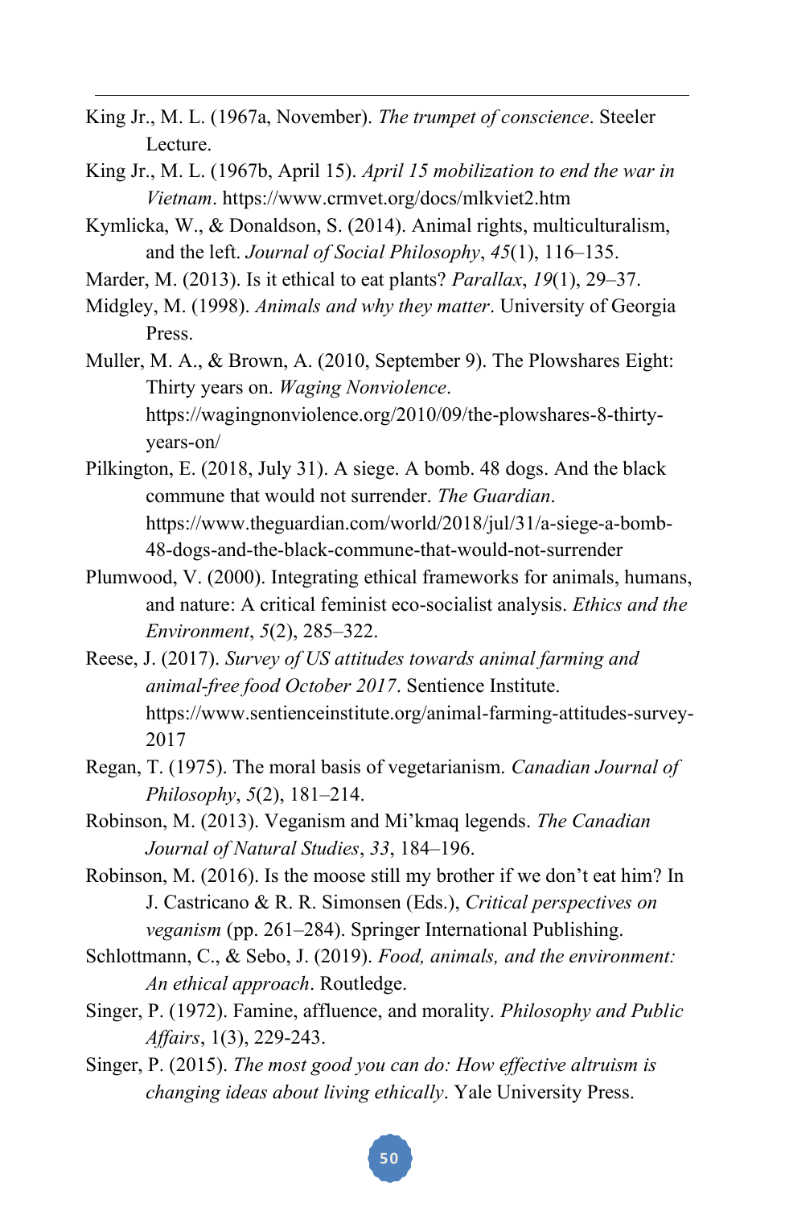King Jr., M. L. (1967a, November). *The trumpet of conscience*. Steeler Lecture.

King Jr., M. L. (1967b, April 15). *April 15 mobilization to end the war in Vietnam*. https://www.crmvet.org/docs/mlkviet2.htm

Kymlicka, W., & Donaldson, S. (2014). Animal rights, multiculturalism, and the left. *Journal of Social Philosophy*, *45*(1), 116–135.

Marder, M. (2013). Is it ethical to eat plants? *Parallax*, *19*(1), 29–37.

Midgley, M. (1998). *Animals and why they matter*. University of Georgia Press.

Muller, M. A., & Brown, A. (2010, September 9). The Plowshares Eight: Thirty years on. *Waging Nonviolence*. https://wagingnonviolence.org/2010/09/the-plowshares-8-thirty-years-on/

Pilkington, E. (2018, July 31). A siege. A bomb. 48 dogs. And the black commune that would not surrender. *The Guardian*. https://www.theguardian.com/world/2018/jul/31/a-siege-a-bomb-48-dogs-and-the-black-commune-that-would-not-surrender

Plumwood, V. (2000). Integrating ethical frameworks for animals, humans, and nature: A critical feminist eco-socialist analysis. *Ethics and the Environment*, *5*(2), 285–322.

Reese, J. (2017). *Survey of US attitudes towards animal farming and animal-free food October 2017*. Sentience Institute. https://www.sentienceinstitute.org/animal-farming-attitudes-survey-2017

Regan, T. (1975). The moral basis of vegetarianism. *Canadian Journal of Philosophy*, *5*(2), 181–214.

Robinson, M. (2013). Veganism and Mi'kmaq legends. *The Canadian Journal of Natural Studies*, *33*, 184–196.

Robinson, M. (2016). Is the moose still my brother if we don't eat him? In J. Castricano & R. R. Simonsen (Eds.), *Critical perspectives on veganism* (pp. 261–284). Springer International Publishing.

Schlottmann, C., & Sebo, J. (2019). *Food, animals, and the environment: An ethical approach*. Routledge.

Singer, P. (1972). Famine, affluence, and morality. *Philosophy and Public Affairs*, 1(3), 229-243.

Singer, P. (2015). *The most good you can do: How effective altruism is changing ideas about living ethically*. Yale University Press.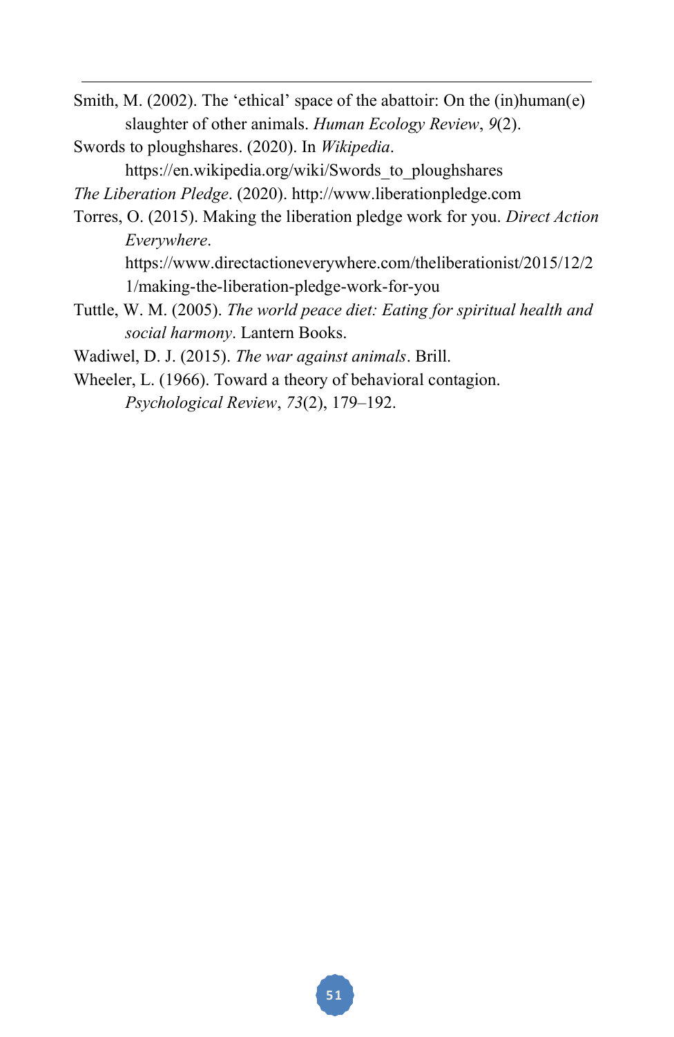Smith, M. (2002). The 'ethical' space of the abattoir: On the (in)human(e) slaughter of other animals. *Human Ecology Review*, *9*(2).

Swords to ploughshares. (2020). In *Wikipedia*. https://en.wikipedia.org/wiki/Swords_to_ploughshares

*The Liberation Pledge*. (2020). http://www.liberationpledge.com

Torres, O. (2015). Making the liberation pledge work for you. *Direct Action Everywhere*. https://www.directactioneverywhere.com/theliberationist/2015/12/21/making-the-liberation-pledge-work-for-you

Tuttle, W. M. (2005). *The world peace diet: Eating for spiritual health and social harmony*. Lantern Books.

Wadiwel, D. J. (2015). *The war against animals*. Brill.

Wheeler, L. (1966). Toward a theory of behavioral contagion. *Psychological Review*, *73*(2), 179–192.